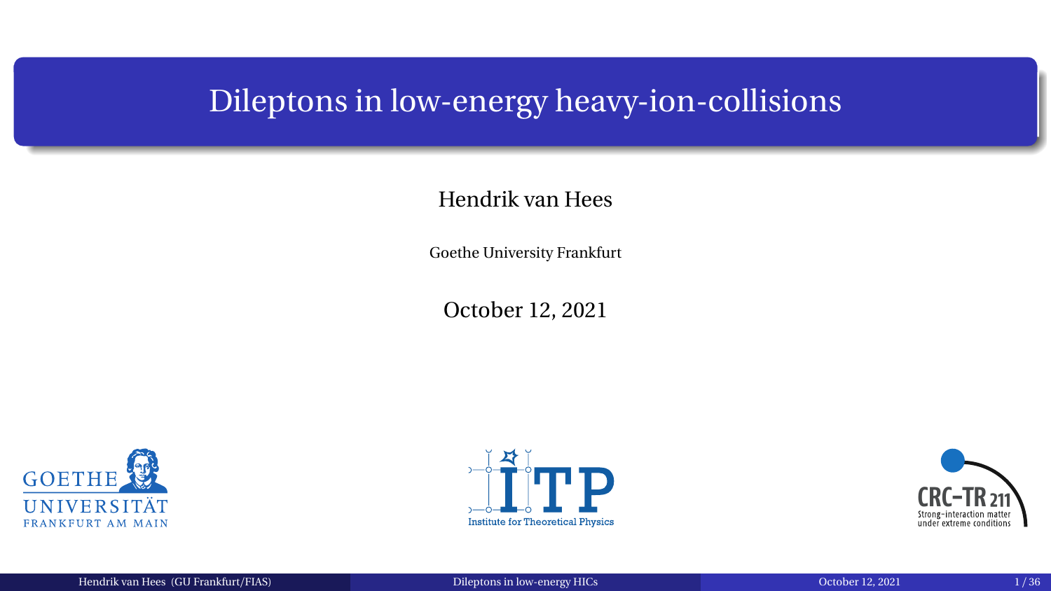# Dileptons in low-energy heavy-ion-collisions

Hendrik van Hees

Goethe University Frankfurt

October 12, 2021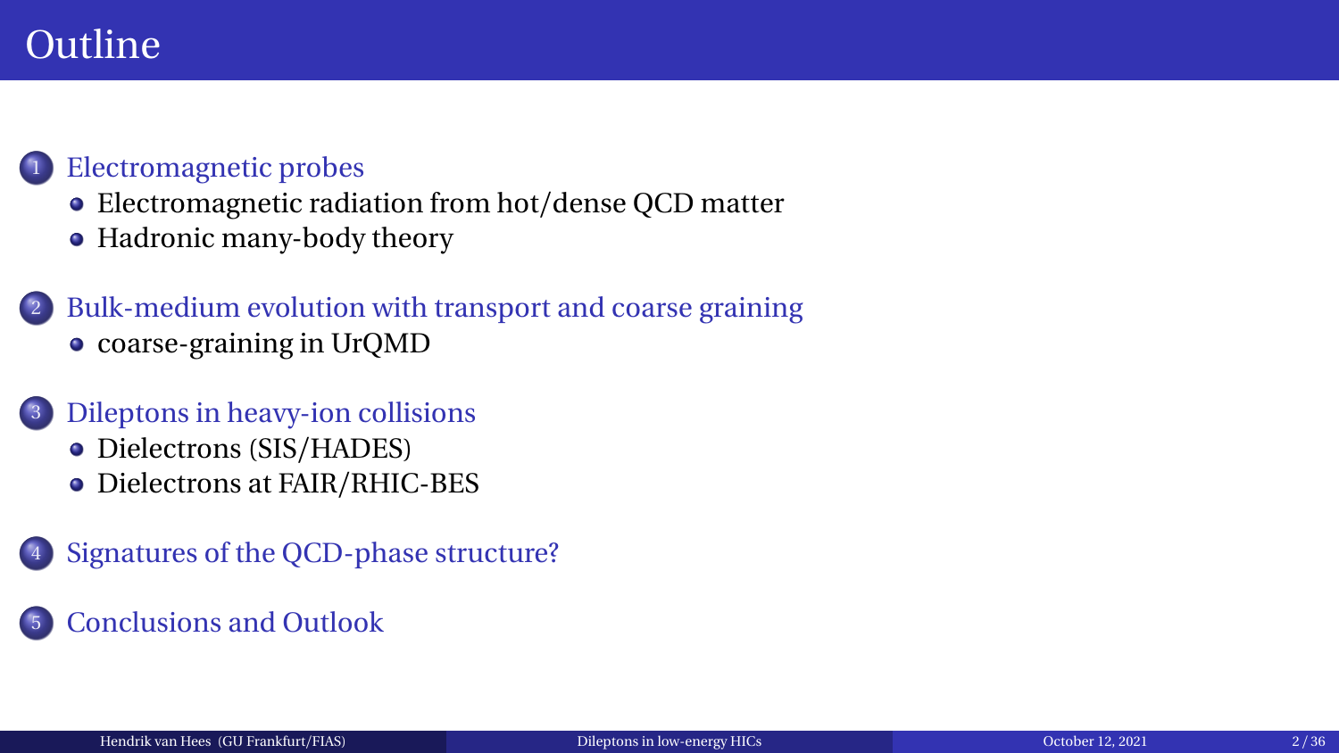# Outline

1. Electromagnetic probes
   - Electromagnetic radiation from hot/dense QCD matter
   - Hadronic many-body theory
2. Bulk-medium evolution with transport and coarse graining
   - coarse-graining in UrQMD
3. Dileptons in heavy-ion collisions
   - Dielectrons (SIS/HADES)
   - Dielectrons at FAIR/RHIC-BES
4. Signatures of the QCD-phase structure?
5. Conclusions and Outlook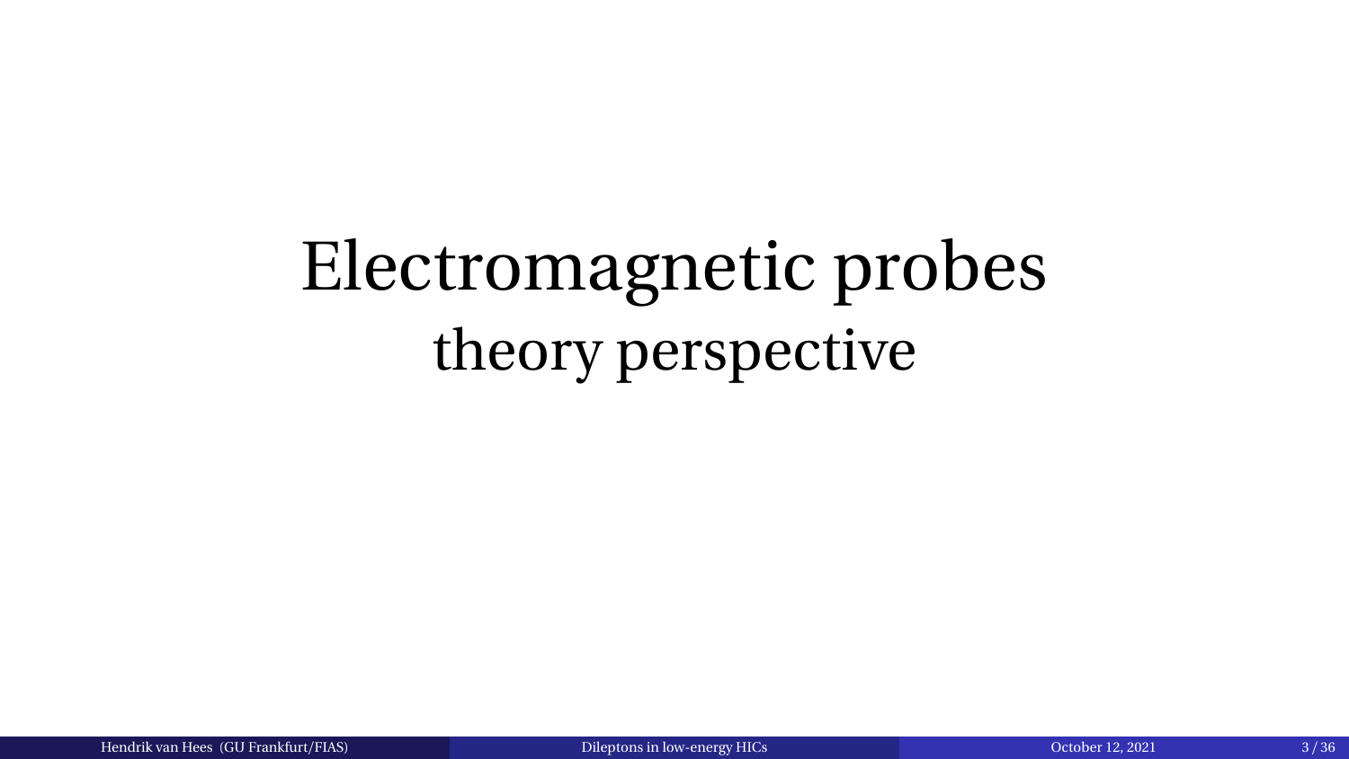# Electromagnetic probes
## theory perspective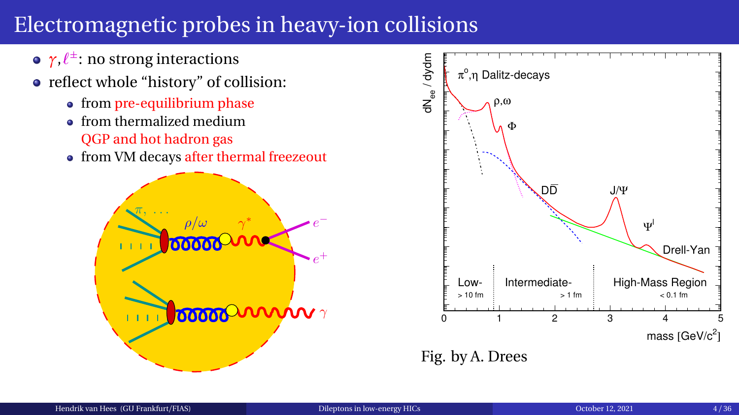# Electromagnetic probes in heavy-ion collisions

- $\gamma, \ell^{\pm}$: no strong interactions
- reflect whole "history" of collision:
  - from pre-equilibrium phase
  - from thermalized medium QGP and hot hadron gas
  - from VM decays after thermal freezeout

Fig. by A. Drees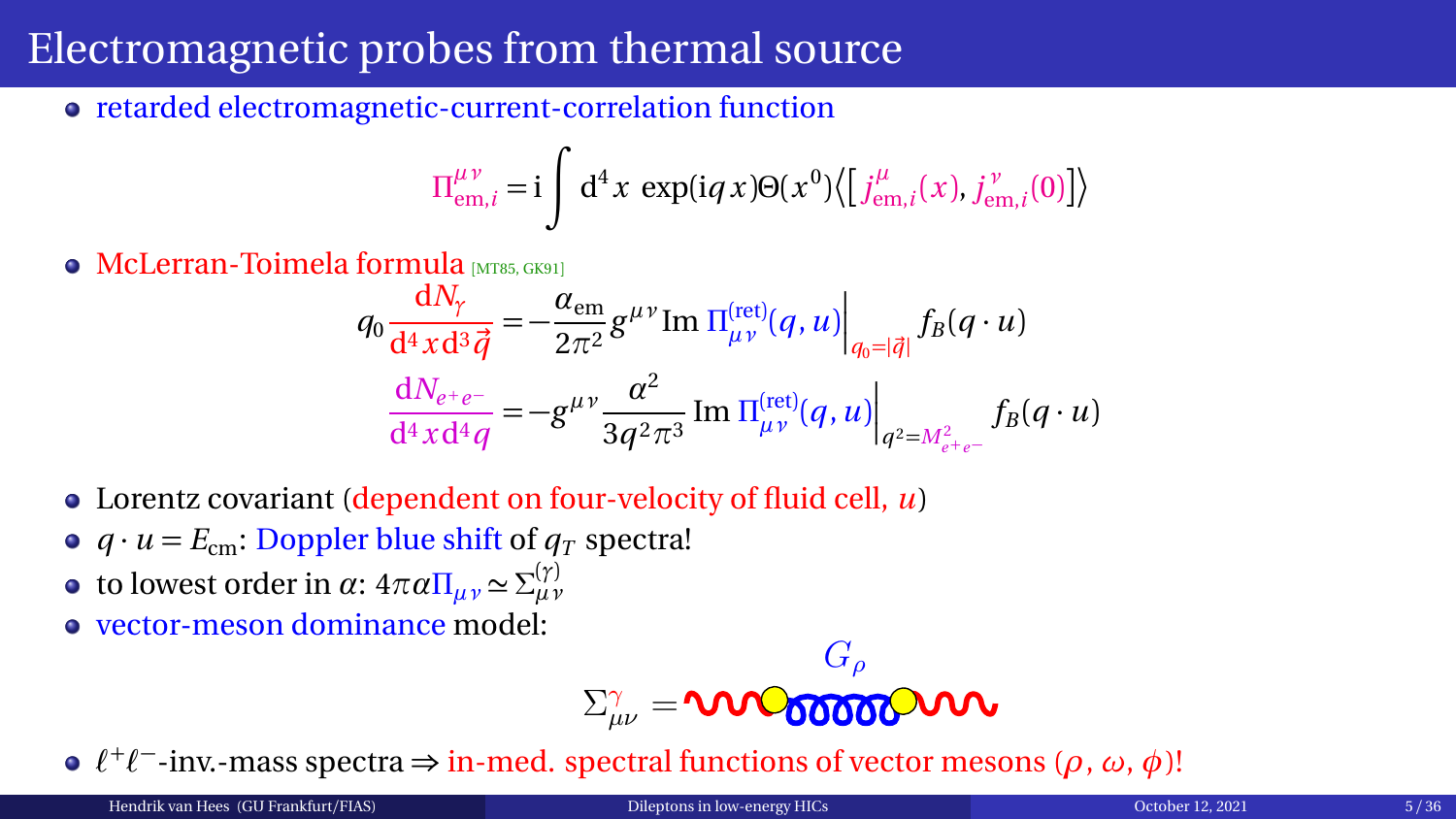# Electromagnetic probes from thermal source

- retarded electromagnetic-current-correlation function

$$\Pi^{\mu\nu}_{\text{em},i} = \mathrm{i} \int \mathrm{d}^4 x \, \exp(\mathrm{i} q x) \Theta(x^0) \left\langle \left[ j^{\mu}_{\text{em},i}(x), j^{\nu}_{\text{em},i}(0) \right] \right\rangle$$

- McLerran-Toimela formula [MT85, GK91]

$$q_0 \frac{\mathrm{d}N_\gamma}{\mathrm{d}^4 x \, \mathrm{d}^3 \vec{q}} = -\frac{\alpha_{\text{em}}}{2\pi^2} g^{\mu\nu} \operatorname{Im} \Pi^{(\text{ret})}_{\mu\nu}(q,u) \bigg|_{q_0 = |\vec{q}|} f_B(q \cdot u)$$

$$\frac{\mathrm{d}N_{e^+e^-}}{\mathrm{d}^4 x \, \mathrm{d}^4 q} = -g^{\mu\nu} \frac{\alpha^2}{3 q^2 \pi^3} \operatorname{Im} \Pi^{(\text{ret})}_{\mu\nu}(q,u) \bigg|_{q^2 = M^2_{e^+e^-}} f_B(q \cdot u)$$

- Lorentz covariant (dependent on four-velocity of fluid cell, $u$)
- $q \cdot u = E_{\text{cm}}$: Doppler blue shift of $q_T$ spectra!
- to lowest order in $\alpha$: $4\pi\alpha \Pi_{\mu\nu} \simeq \Sigma^{(\gamma)}_{\mu\nu}$
- vector-meson dominance model:

$$\Sigma^{\gamma}_{\mu\nu} = \quad [\text{diagram: photon line} - G_\rho - \text{photon line}]$$

- $\ell^+\ell^-$-inv.-mass spectra $\Rightarrow$ in-med. spectral functions of vector mesons ($\rho$, $\omega$, $\phi$)!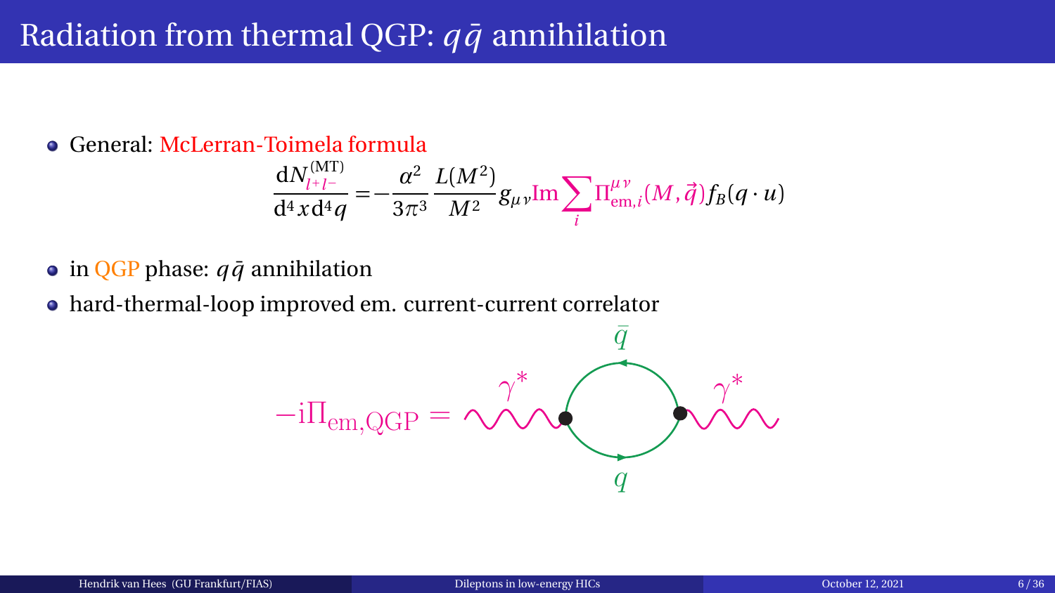# Radiation from thermal QGP: $q\bar{q}$ annihilation

- General: McLerran-Toimela formula

$$\frac{\mathrm{d}N^{(\mathrm{MT})}_{l^+l^-}}{\mathrm{d}^4 x \mathrm{d}^4 q} = -\frac{\alpha^2}{3\pi^3} \frac{L(M^2)}{M^2} g_{\mu\nu} \mathrm{Im} \sum_i \Pi^{\mu\nu}_{\mathrm{em},i}(M,\vec{q}) f_B(q \cdot u)$$

- in QGP phase: $q\bar{q}$ annihilation
- hard-thermal-loop improved em. current-current correlator

$$-\mathrm{i}\Pi_{\mathrm{em,QGP}} = $$

($\gamma^*$, $\bar{q}$, $q$, $\gamma^*$)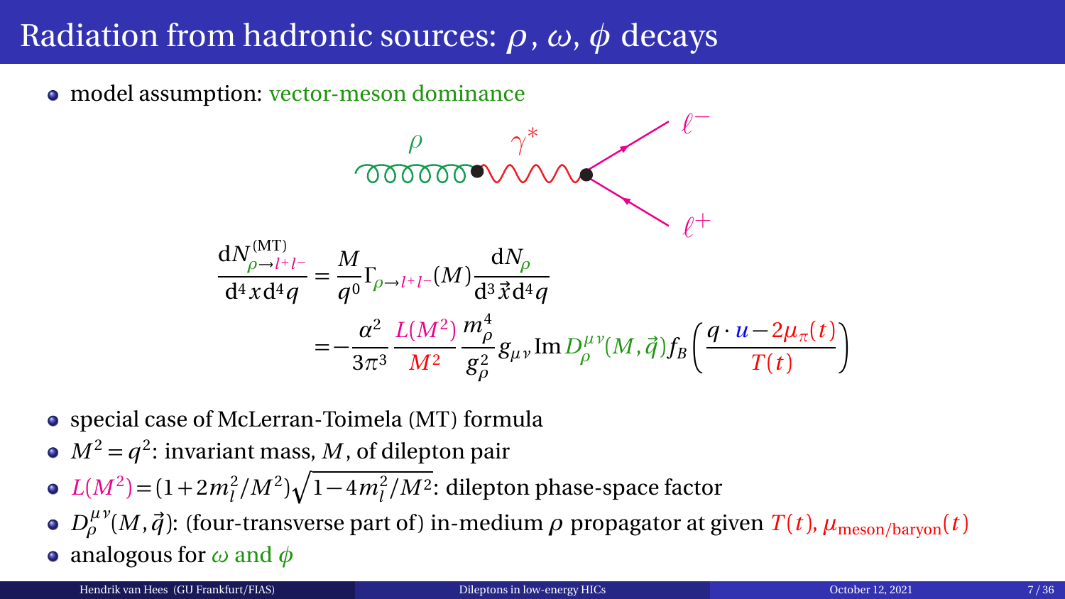# Radiation from hadronic sources: $\rho$, $\omega$, $\phi$ decays

- model assumption: vector-meson dominance

$$\frac{\mathrm{d}N^{(\mathrm{MT})}_{\rho\to l^+l^-}}{\mathrm{d}^4x\,\mathrm{d}^4q} = \frac{M}{q^0}\Gamma_{\rho\to l^+l^-}(M)\frac{\mathrm{d}N_\rho}{\mathrm{d}^3\vec{x}\,\mathrm{d}^4q}$$

$$= -\frac{\alpha^2}{3\pi^3}\frac{L(M^2)}{M^2}\frac{m_\rho^4}{g_\rho^2}g_{\mu\nu}\,\mathrm{Im}\,D_\rho^{\mu\nu}(M,\vec{q})f_B\left(\frac{q\cdot u - 2\mu_\pi(t)}{T(t)}\right)$$

- special case of McLerran-Toimela (MT) formula
- $M^2 = q^2$: invariant mass, $M$, of dilepton pair
- $L(M^2) = (1 + 2m_l^2/M^2)\sqrt{1 - 4m_l^2/M^2}$: dilepton phase-space factor
- $D_\rho^{\mu\nu}(M,\vec{q})$: (four-transverse part of) in-medium $\rho$ propagator at given $T(t)$, $\mu_{\text{meson/baryon}}(t)$
- analogous for $\omega$ and $\phi$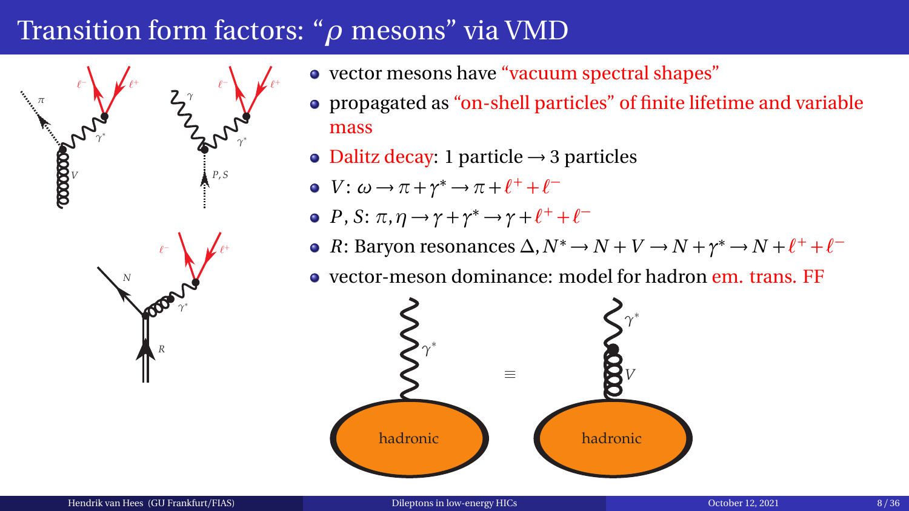# Transition form factors: "$\rho$ mesons" via VMD

- vector mesons have "vacuum spectral shapes"
- propagated as "on-shell particles" of finite lifetime and variable mass
- Dalitz decay: 1 particle $\rightarrow$ 3 particles
- $V$: $\omega \rightarrow \pi + \gamma^* \rightarrow \pi + \ell^+ + \ell^-$
- $P, S$: $\pi, \eta \rightarrow \gamma + \gamma^* \rightarrow \gamma + \ell^+ + \ell^-$
- $R$: Baryon resonances $\Delta, N^* \rightarrow N + V \rightarrow N + \gamma^* \rightarrow N + \ell^+ + \ell^-$
- vector-meson dominance: model for hadron em. trans. FF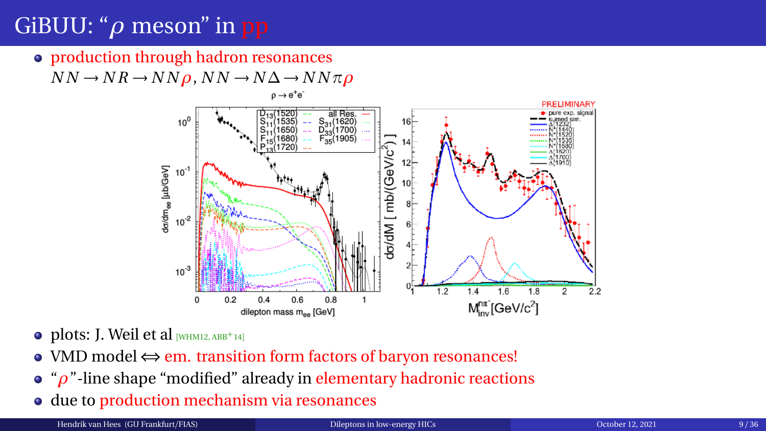# GiBUU: “$\rho$ meson” in pp

- production through hadron resonances
  $NN \to NR \to NN\rho$, $NN \to N\Delta \to NN\pi\rho$

- plots: J. Weil et al [WHM12, ABB+14]
- VMD model $\Leftrightarrow$ em. transition form factors of baryon resonances!
- “$\rho$”-line shape “modified” already in elementary hadronic reactions
- due to production mechanism via resonances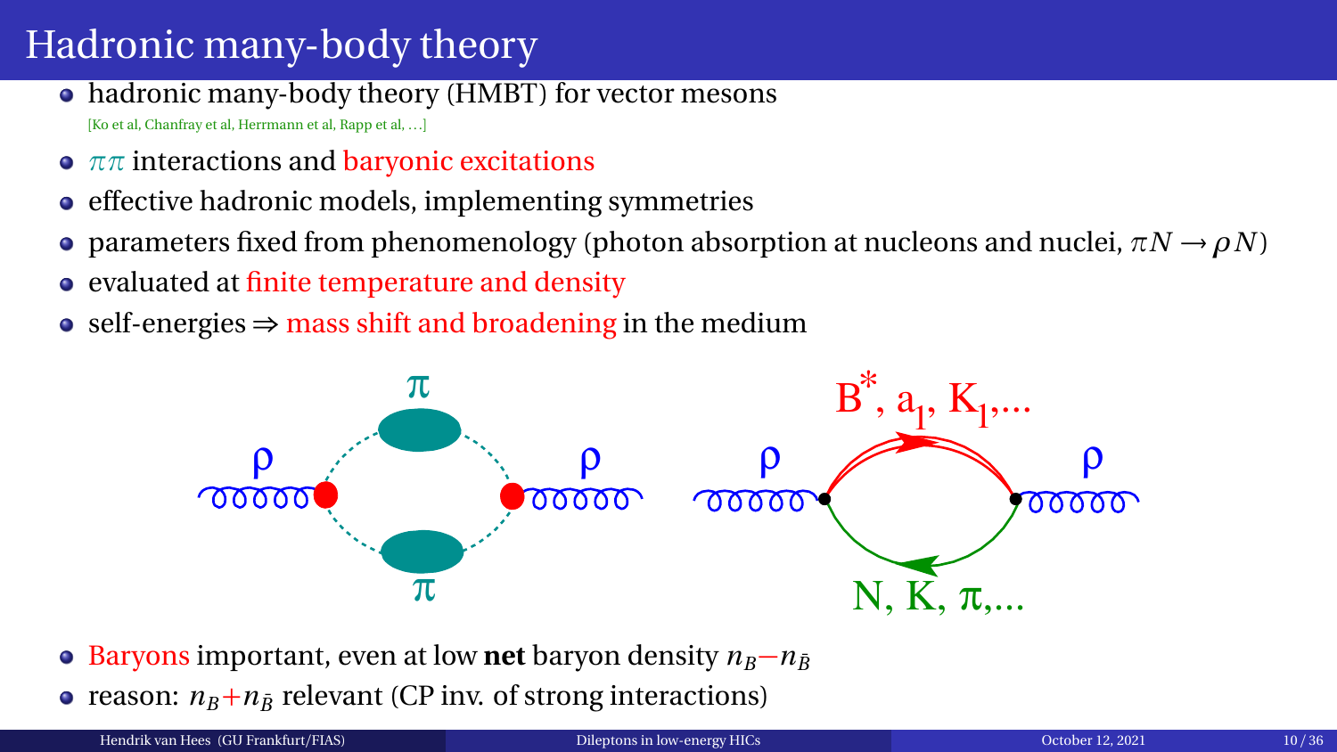# Hadronic many-body theory

- hadronic many-body theory (HMBT) for vector mesons
  [Ko et al, Chanfray et al, Herrmann et al, Rapp et al, …]
- $\pi\pi$ interactions and baryonic excitations
- effective hadronic models, implementing symmetries
- parameters fixed from phenomenology (photon absorption at nucleons and nuclei, $\pi N \to \rho N$)
- evaluated at finite temperature and density
- self-energies ⇒ mass shift and broadening in the medium

- Baryons important, even at low **net** baryon density $n_B - n_{\bar{B}}$
- reason: $n_B + n_{\bar{B}}$ relevant (CP inv. of strong interactions)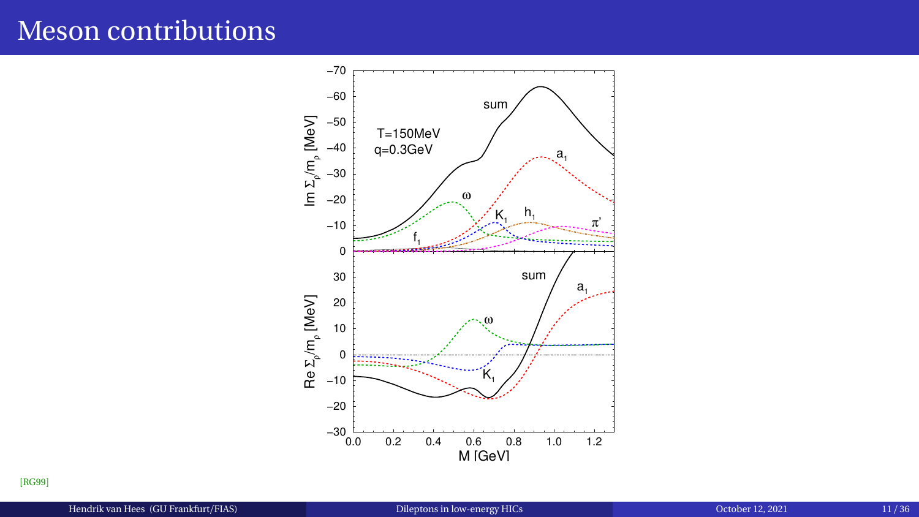# Meson contributions

[RG99]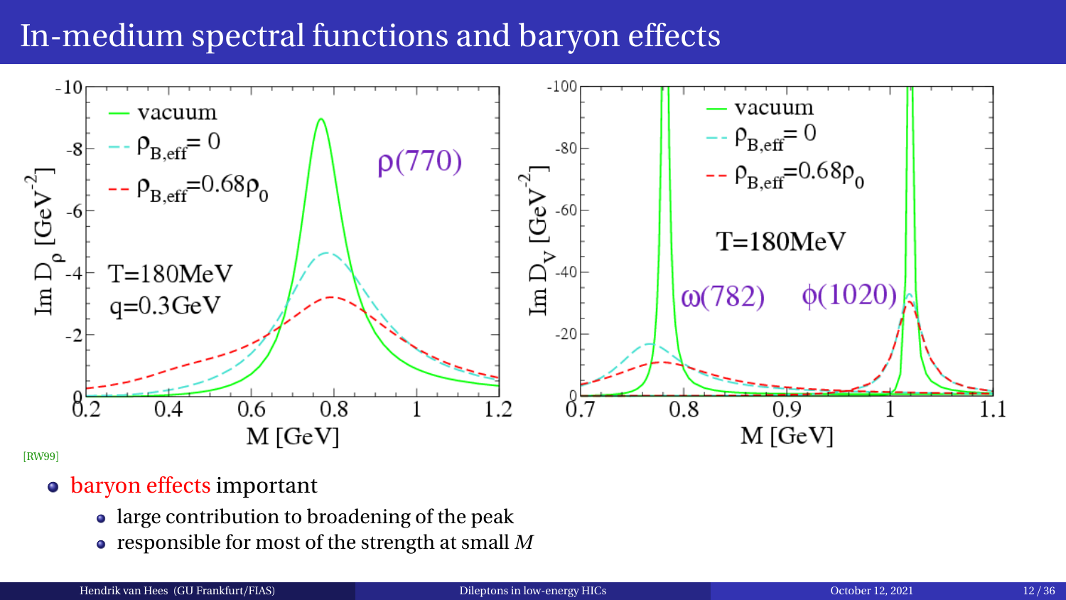# In-medium spectral functions and baryon effects

[RW99]

- baryon effects important
  - large contribution to broadening of the peak
  - responsible for most of the strength at small $M$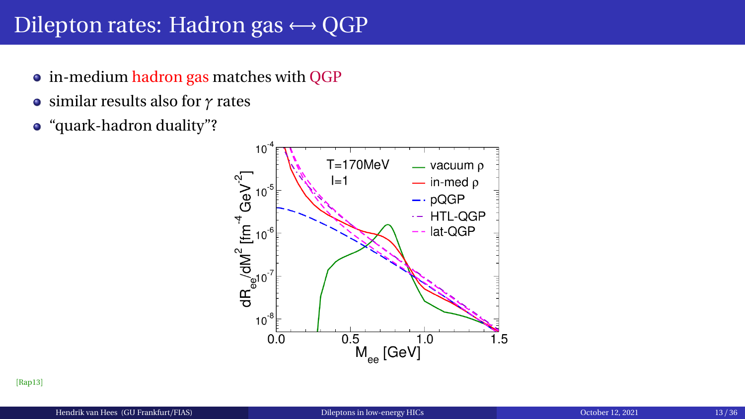# Dilepton rates: Hadron gas ⟷ QGP

- in-medium hadron gas matches with QGP
- similar results also for $\gamma$ rates
- "quark-hadron duality"?

[Rap13]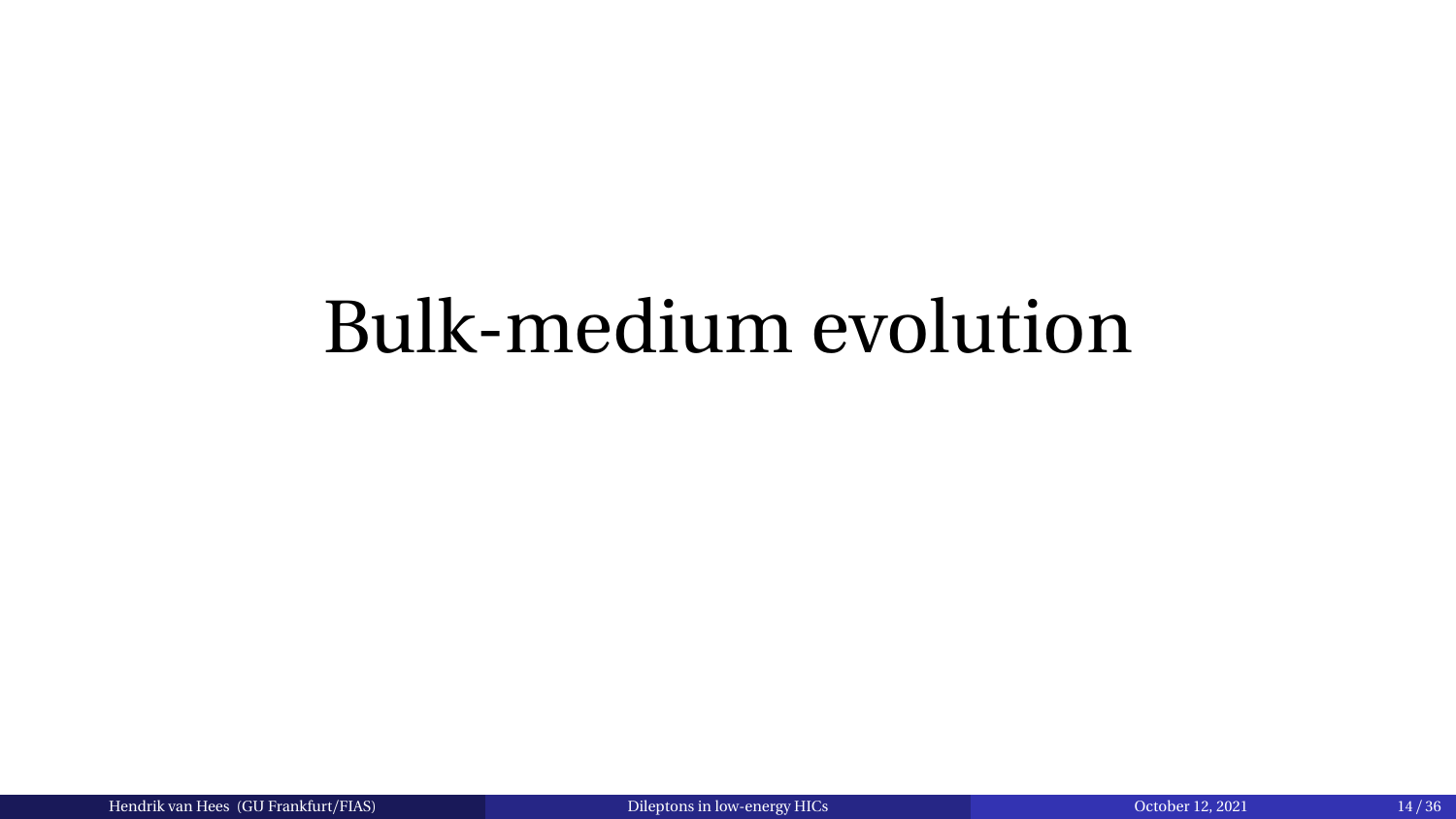# Bulk-medium evolution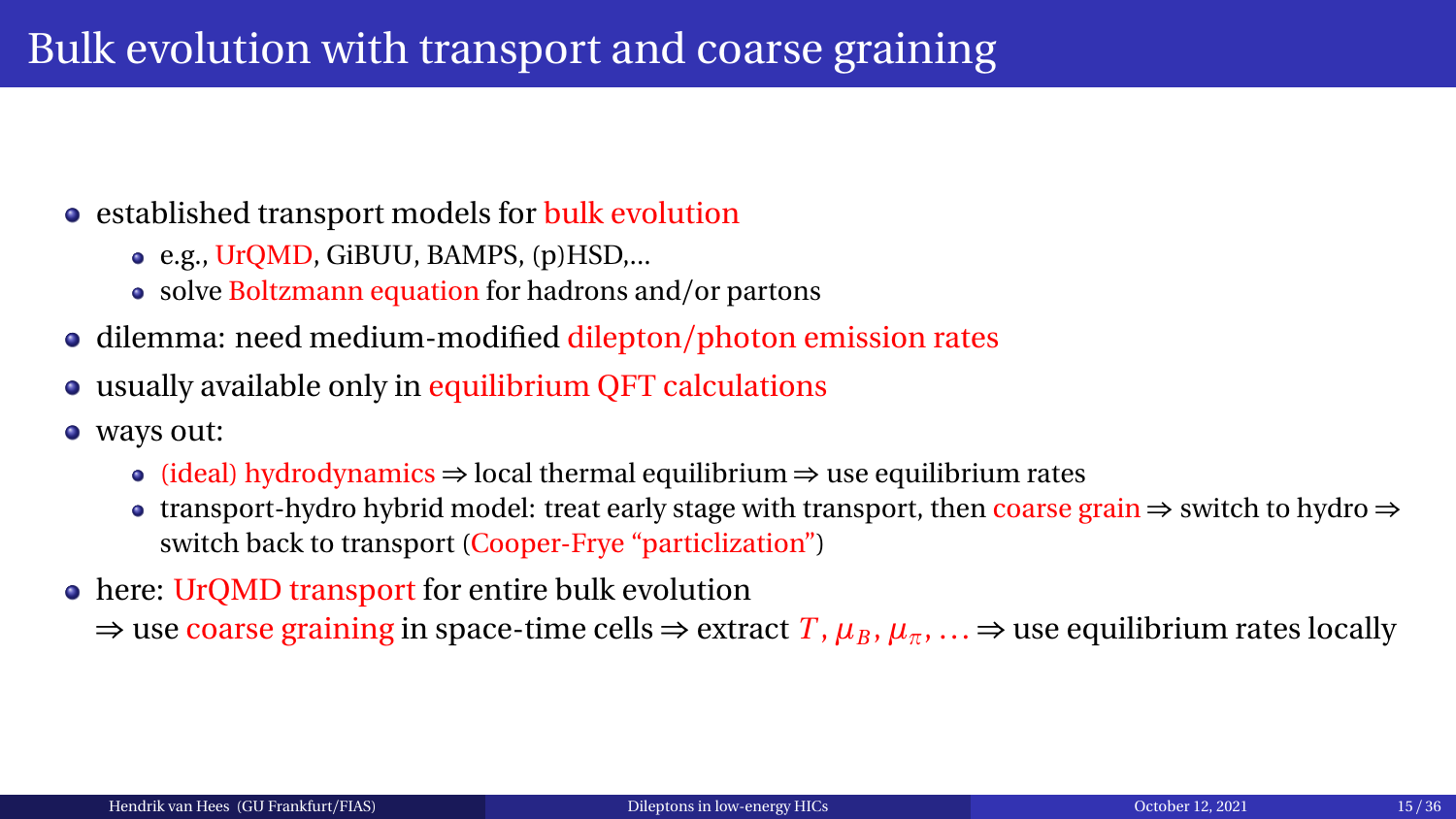# Bulk evolution with transport and coarse graining

- established transport models for bulk evolution
  - e.g., UrQMD, GiBUU, BAMPS, (p)HSD,...
  - solve Boltzmann equation for hadrons and/or partons
- dilemma: need medium-modified dilepton/photon emission rates
- usually available only in equilibrium QFT calculations
- ways out:
  - (ideal) hydrodynamics ⇒ local thermal equilibrium ⇒ use equilibrium rates
  - transport-hydro hybrid model: treat early stage with transport, then coarse grain ⇒ switch to hydro ⇒ switch back to transport (Cooper-Frye "particlization")
- here: UrQMD transport for entire bulk evolution
  ⇒ use coarse graining in space-time cells ⇒ extract $T, \mu_B, \mu_\pi, \ldots$ ⇒ use equilibrium rates locally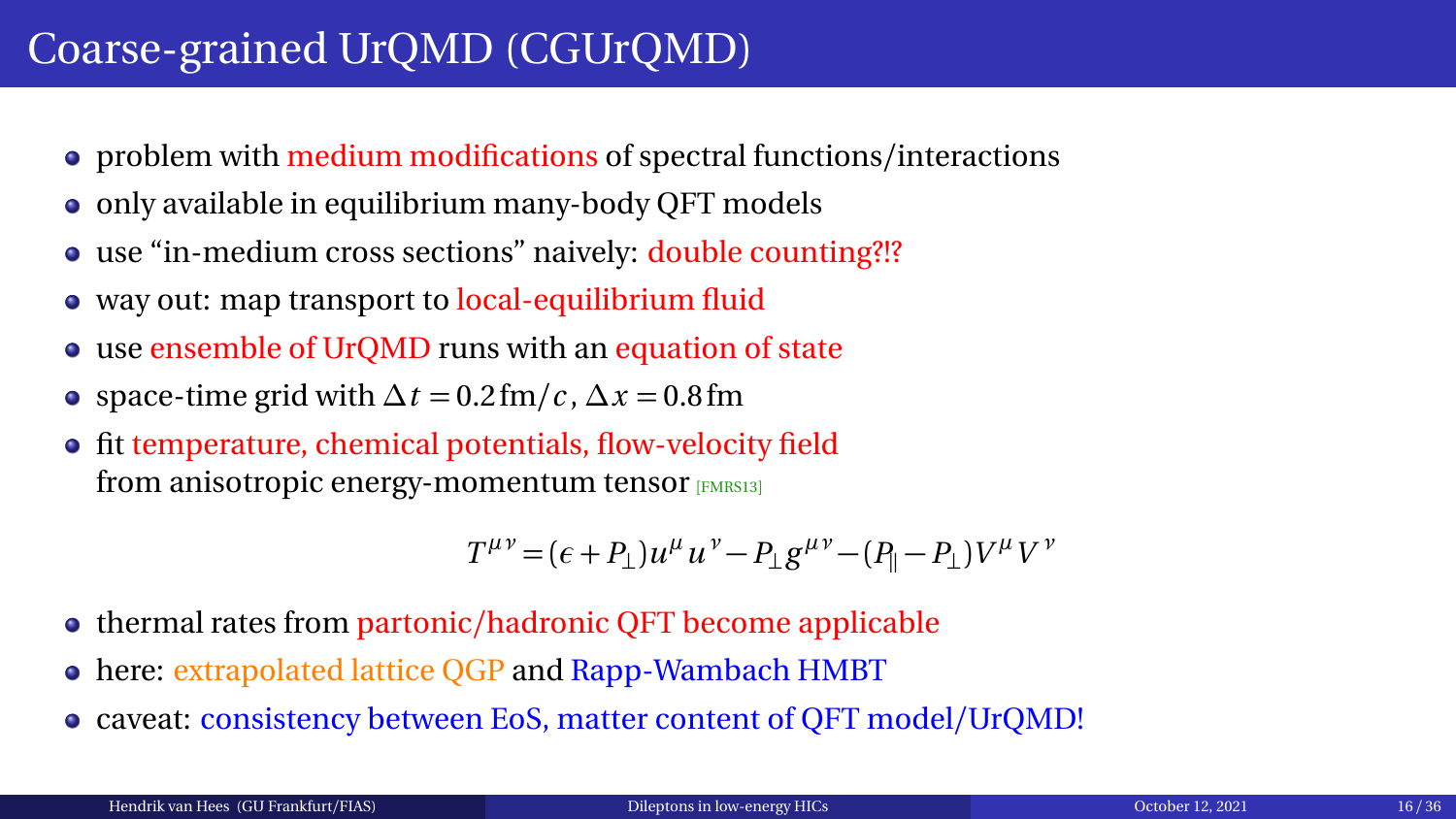# Coarse-grained UrQMD (CGUrQMD)

- problem with medium modifications of spectral functions/interactions
- only available in equilibrium many-body QFT models
- use "in-medium cross sections" naively: double counting?!?
- way out: map transport to local-equilibrium fluid
- use ensemble of UrQMD runs with an equation of state
- space-time grid with $\Delta t = 0.2\,\text{fm}/c$, $\Delta x = 0.8\,\text{fm}$
- fit temperature, chemical potentials, flow-velocity field from anisotropic energy-momentum tensor [FMRS13]

$$T^{\mu\nu} = (\epsilon + P_\perp) u^\mu u^\nu - P_\perp g^{\mu\nu} - (P_\parallel - P_\perp) V^\mu V^\nu$$

- thermal rates from partonic/hadronic QFT become applicable
- here: extrapolated lattice QGP and Rapp-Wambach HMBT
- caveat: consistency between EoS, matter content of QFT model/UrQMD!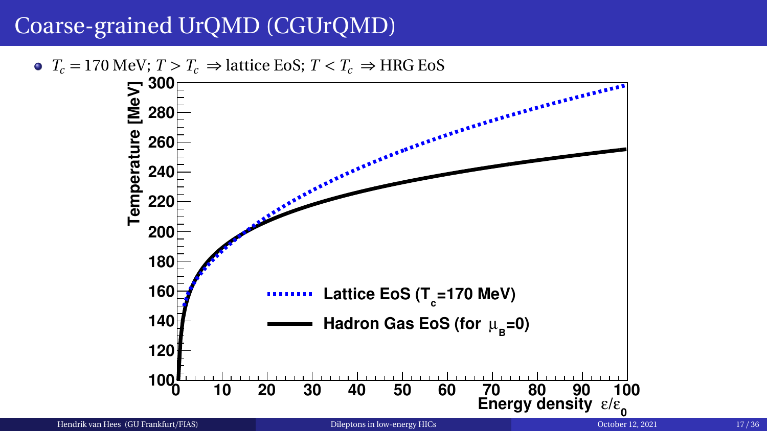# Coarse-grained UrQMD (CGUrQMD)

- $T_c = 170$ MeV; $T > T_c \Rightarrow$ lattice EoS; $T < T_c \Rightarrow$ HRG EoS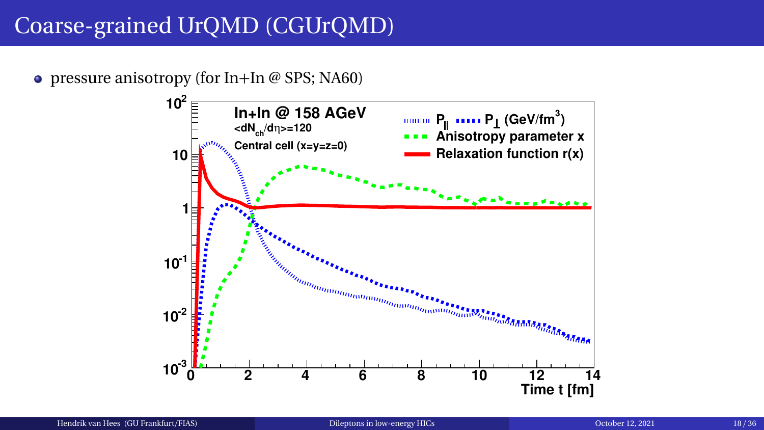# Coarse-grained UrQMD (CGUrQMD)

- pressure anisotropy (for In+In @ SPS; NA60)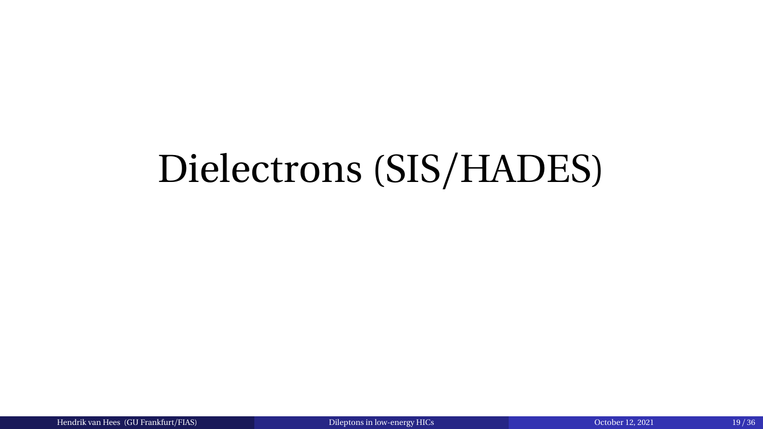# Dielectrons (SIS/HADES)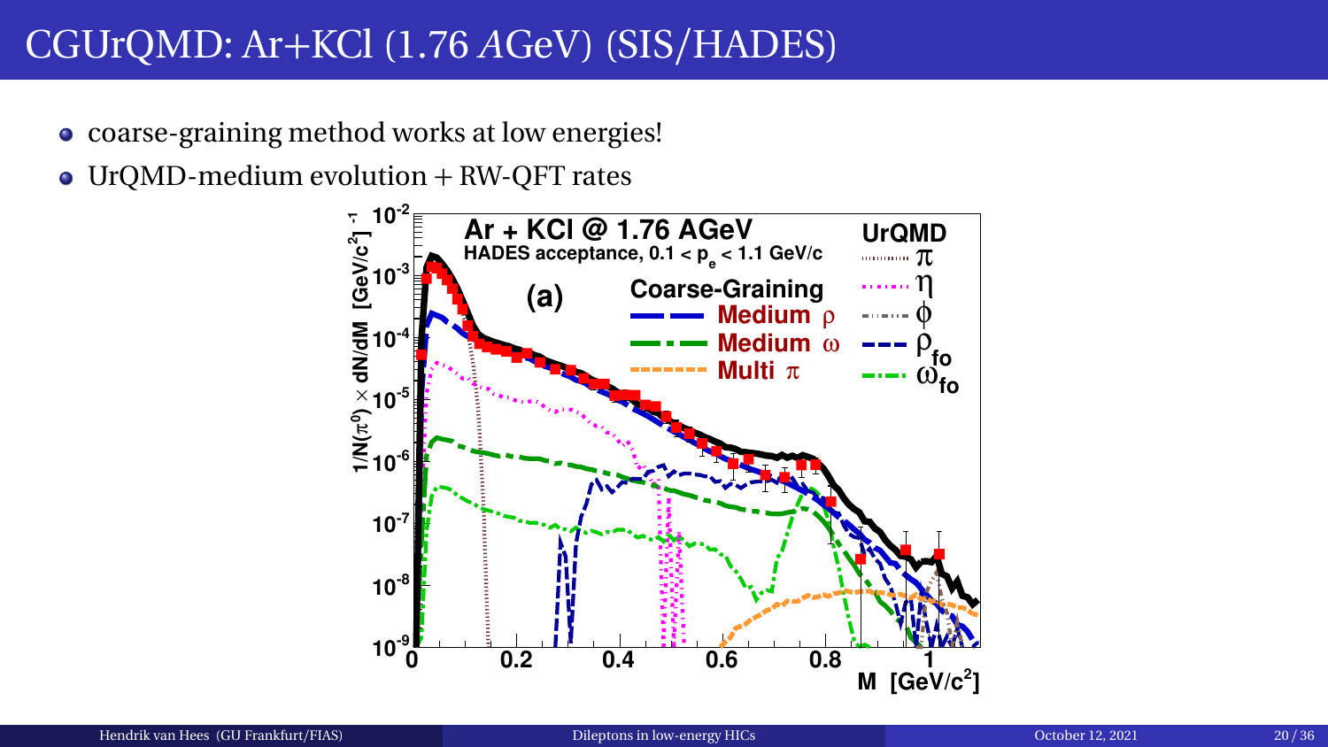# CGUrQMD: Ar+KCl (1.76 *A*GeV) (SIS/HADES)

- coarse-graining method works at low energies!
- UrQMD-medium evolution + RW-QFT rates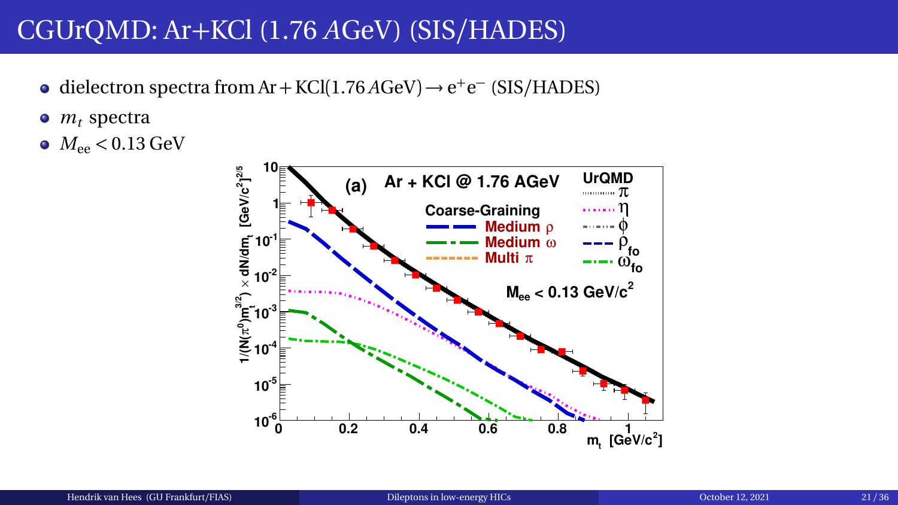# CGUrQMD: Ar+KCl (1.76 *A*GeV) (SIS/HADES)

- dielectron spectra from $\mathrm{Ar}+\mathrm{KCl}(1.76\,A\mathrm{GeV}) \rightarrow \mathrm{e}^{+}\mathrm{e}^{-}$ (SIS/HADES)
- $m_t$ spectra
- $M_{\mathrm{ee}} < 0.13\,\mathrm{GeV}$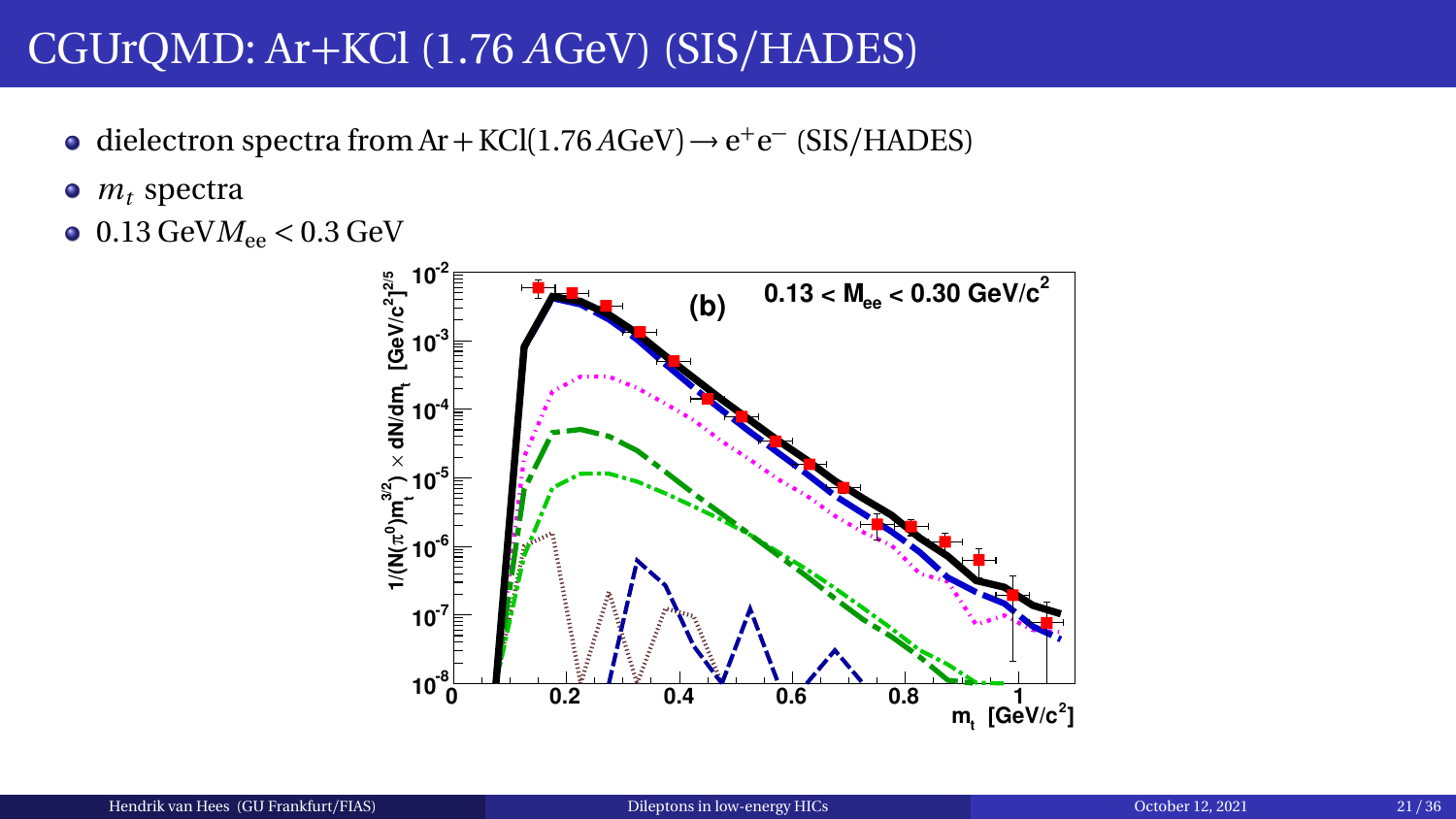# CGUrQMD: Ar+KCl (1.76 *A*GeV) (SIS/HADES)

- dielectron spectra from $\mathrm{Ar}+\mathrm{KCl}(1.76\,A\mathrm{GeV}) \rightarrow e^+e^-$ (SIS/HADES)
- $m_t$ spectra
- $0.13\,\mathrm{GeV} M_{ee} < 0.3\,\mathrm{GeV}$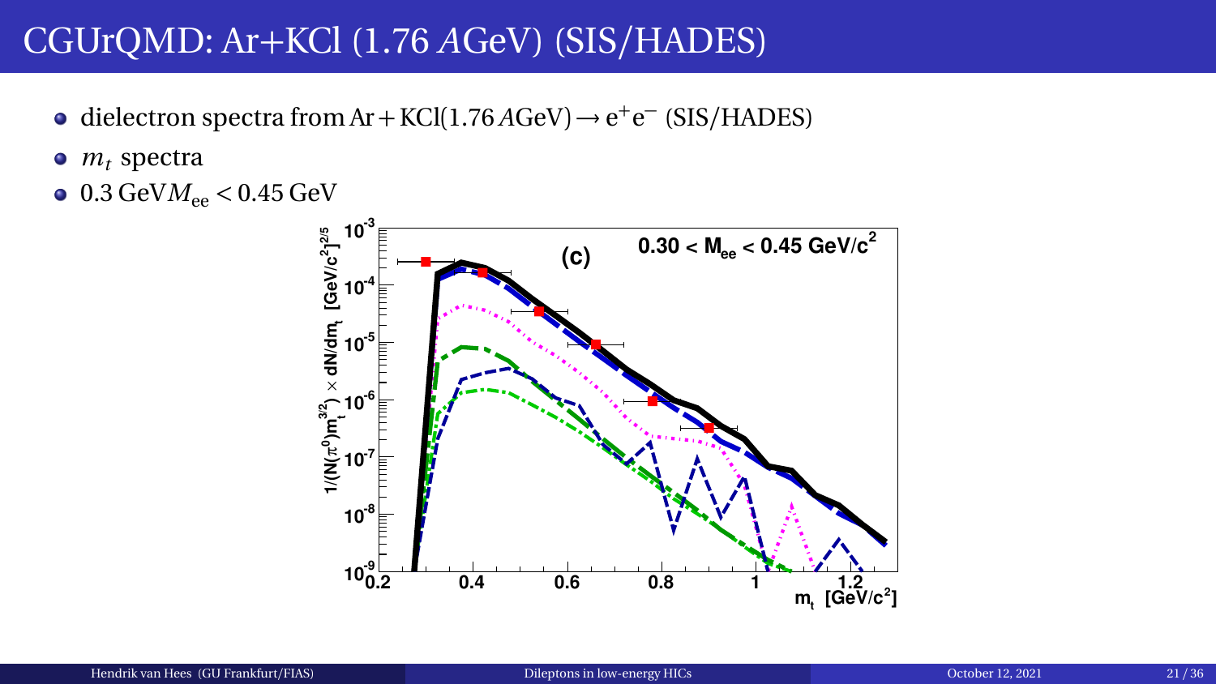# CGUrQMD: Ar+KCl (1.76 *A*GeV) (SIS/HADES)

- dielectron spectra from $\mathrm{Ar+KCl}(1.76\,A\mathrm{GeV}) \to \mathrm{e^+e^-}$ (SIS/HADES)
- $m_t$ spectra
- $0.3\,\mathrm{GeV} M_{ee} < 0.45\,\mathrm{GeV}$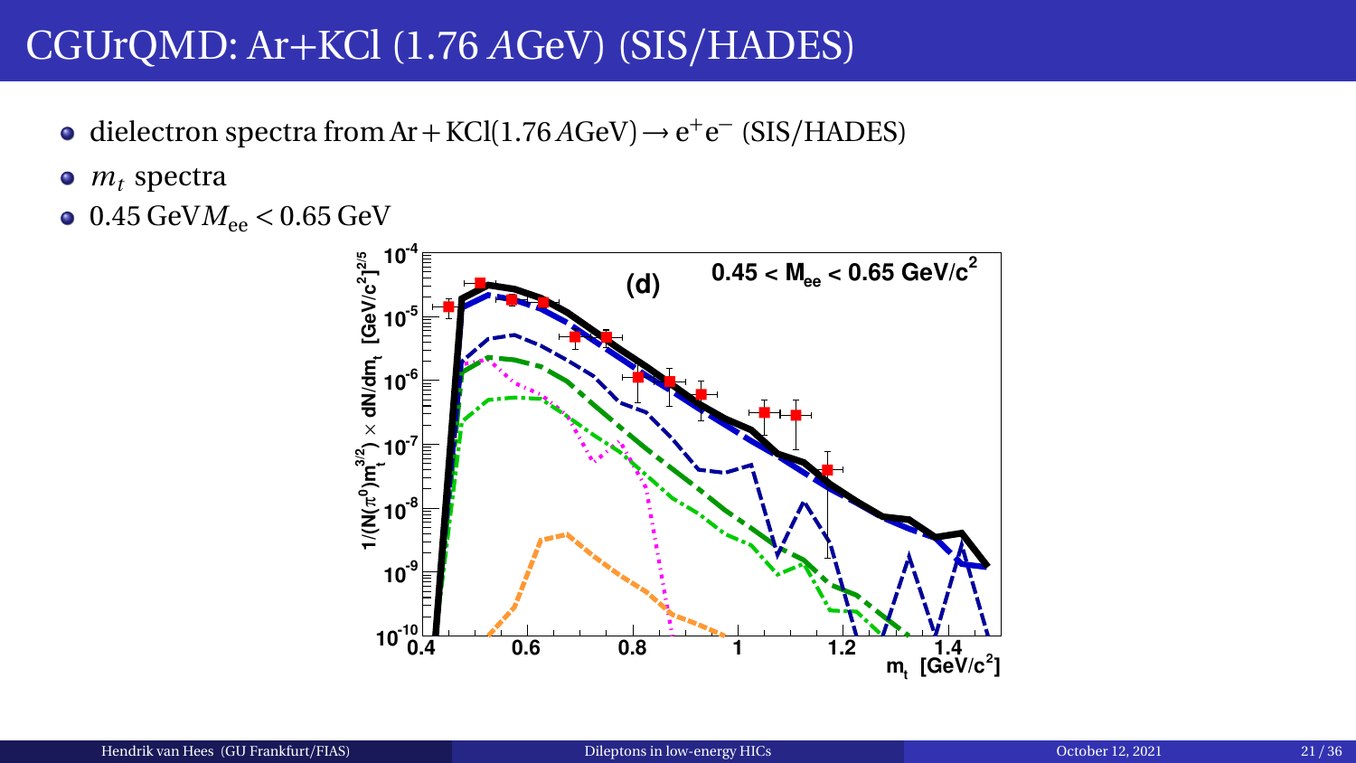# CGUrQMD: Ar+KCl (1.76 *A*GeV) (SIS/HADES)

- dielectron spectra from $\mathrm{Ar} + \mathrm{KCl}(1.76\,A\mathrm{GeV}) \rightarrow \mathrm{e}^+\mathrm{e}^-$ (SIS/HADES)
- $m_t$ spectra
- $0.45\,\mathrm{GeV} M_{\mathrm{ee}} < 0.65\,\mathrm{GeV}$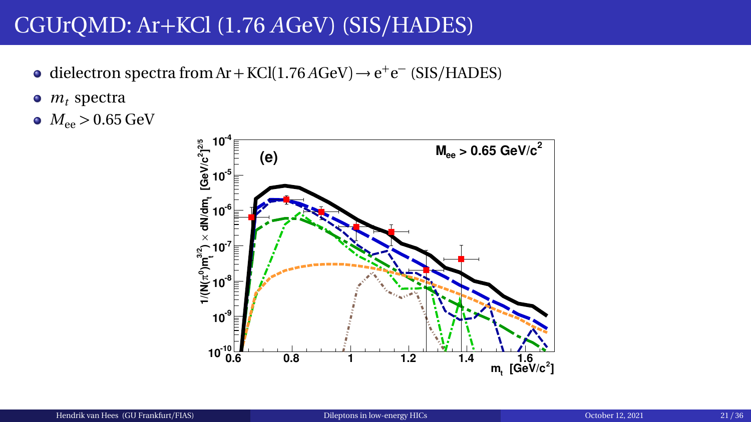# CGUrQMD: Ar+KCl (1.76 *A*GeV) (SIS/HADES)

- dielectron spectra from $\mathrm{Ar} + \mathrm{KCl}(1.76\,A\mathrm{GeV}) \rightarrow \mathrm{e}^+\mathrm{e}^-$ (SIS/HADES)
- $m_t$ spectra
- $M_{\mathrm{ee}} > 0.65\,\mathrm{GeV}$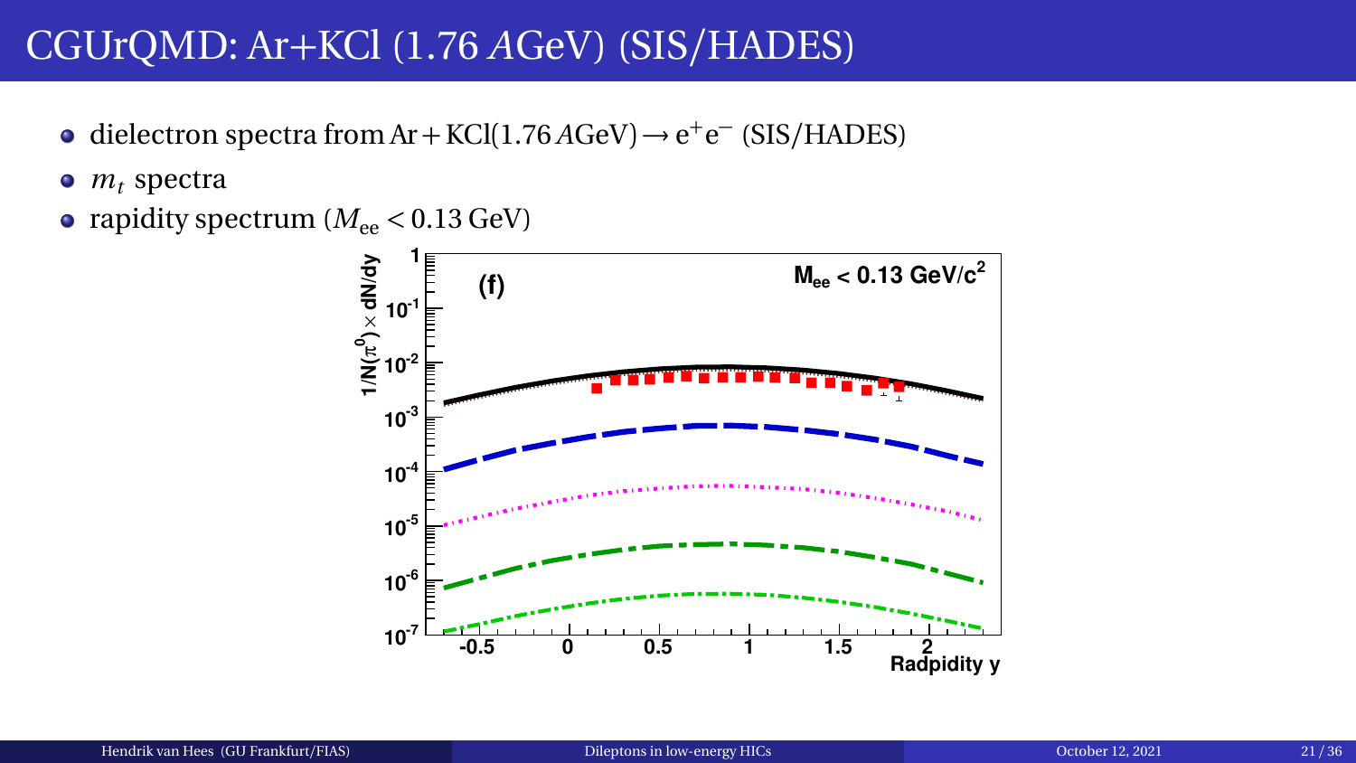# CGUrQMD: Ar+KCl (1.76 *A*GeV) (SIS/HADES)

- dielectron spectra from Ar + KCl(1.76 *A*GeV) → $e^+e^-$ (SIS/HADES)
- $m_t$ spectra
- rapidity spectrum ($M_{ee} < 0.13$ GeV)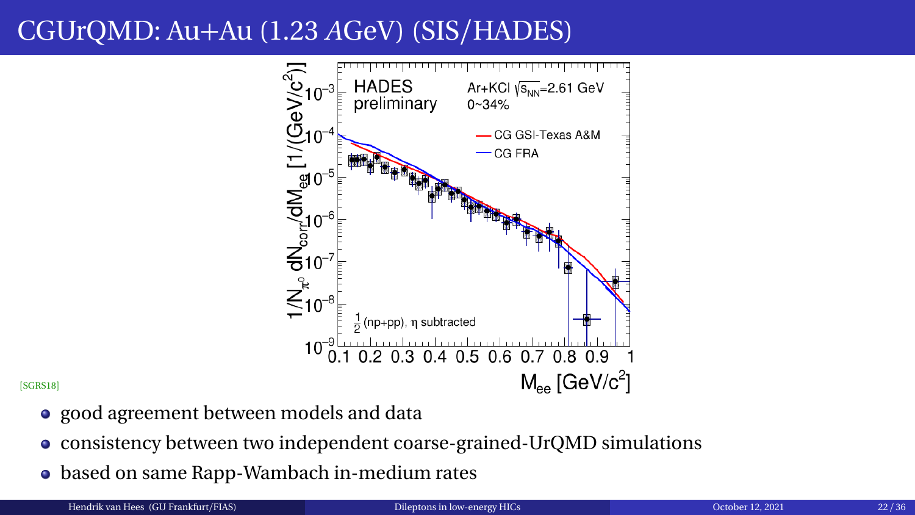# CGUrQMD: Au+Au (1.23 $A$GeV) (SIS/HADES)

[SGRS18]

- good agreement between models and data
- consistency between two independent coarse-grained-UrQMD simulations
- based on same Rapp-Wambach in-medium rates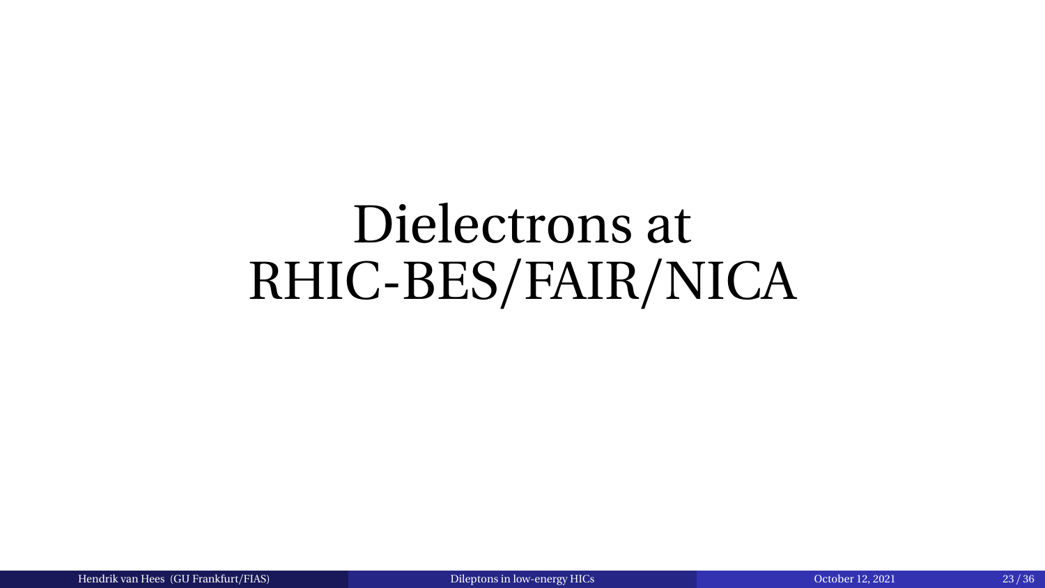# Dielectrons at RHIC-BES/FAIR/NICA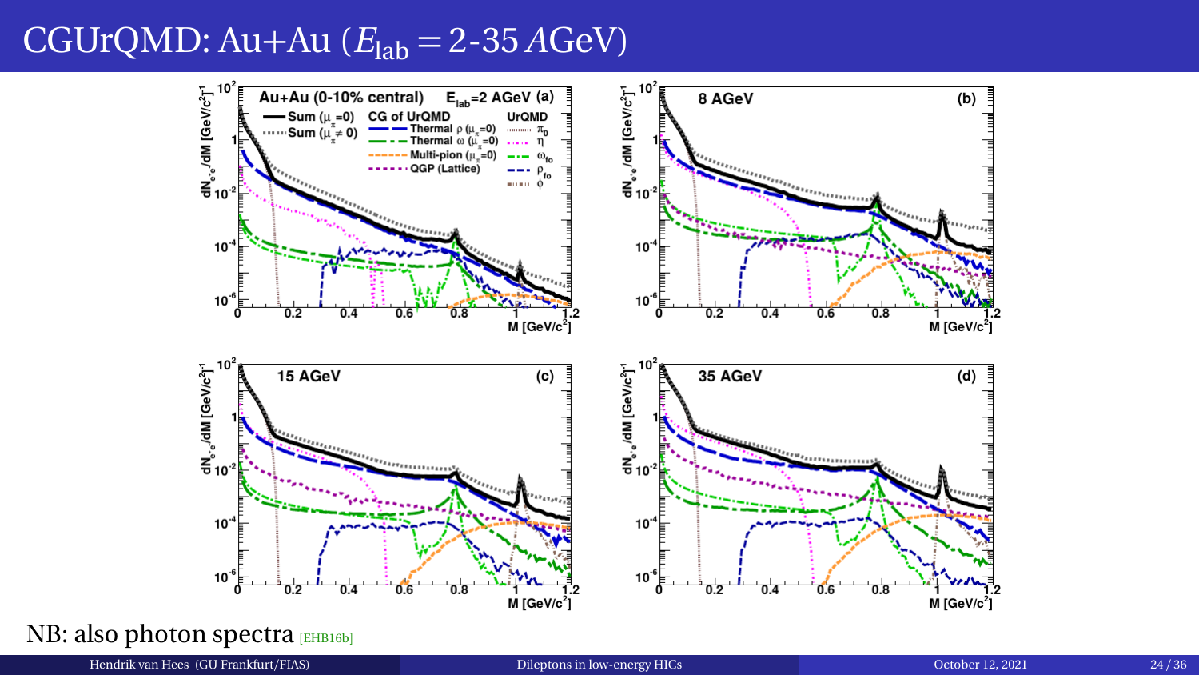# CGUrQMD: Au+Au ($E_{\text{lab}} = 2$-$35\,A$GeV)

NB: also photon spectra [EHB16b]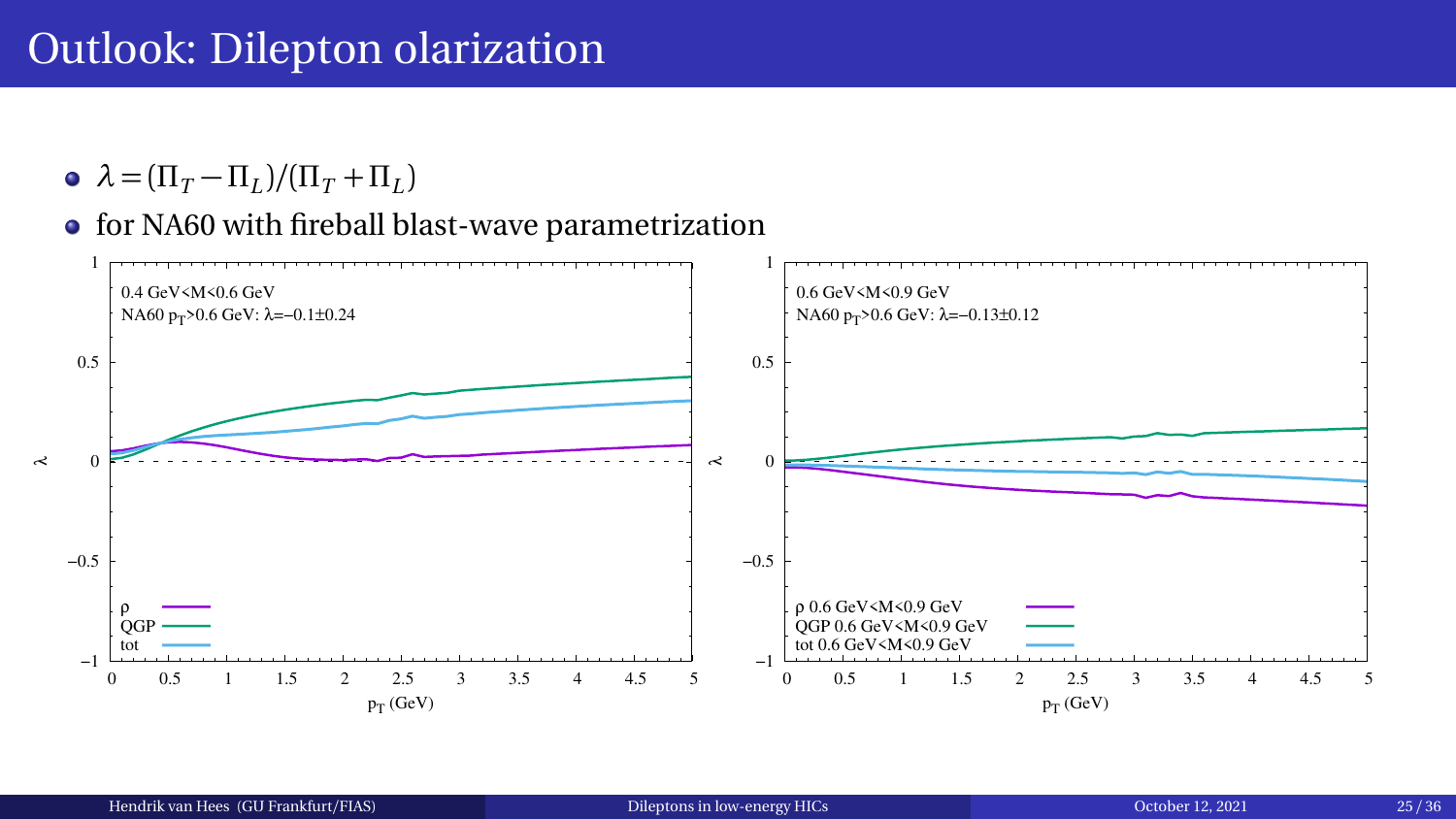# Outlook: Dilepton olarization

- $\lambda = (\Pi_T - \Pi_L)/(\Pi_T + \Pi_L)$
- for NA60 with fireball blast-wave parametrization

0.4 GeV<M<0.6 GeV
NA60 $p_T$>0.6 GeV: $\lambda$=−0.1±0.24

0.6 GeV<M<0.9 GeV
NA60 $p_T$>0.6 GeV: $\lambda$=−0.13±0.12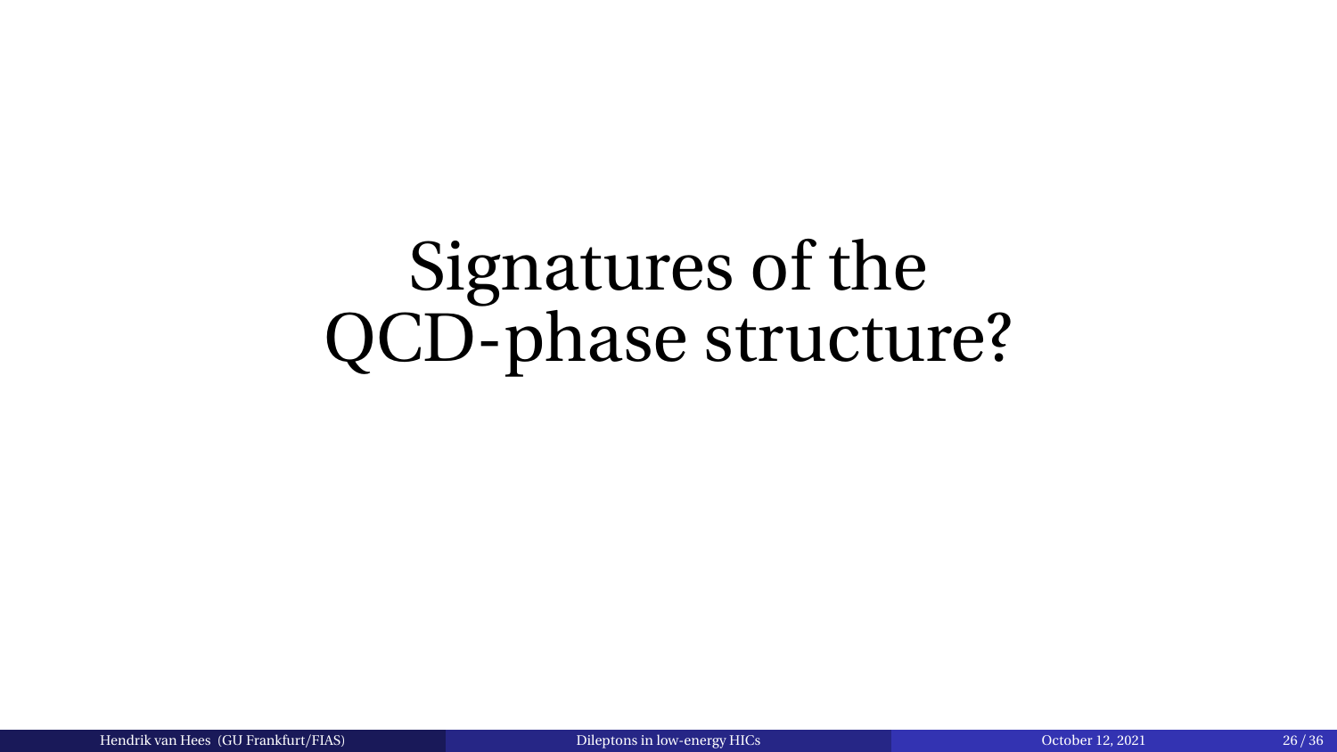# Signatures of the QCD-phase structure?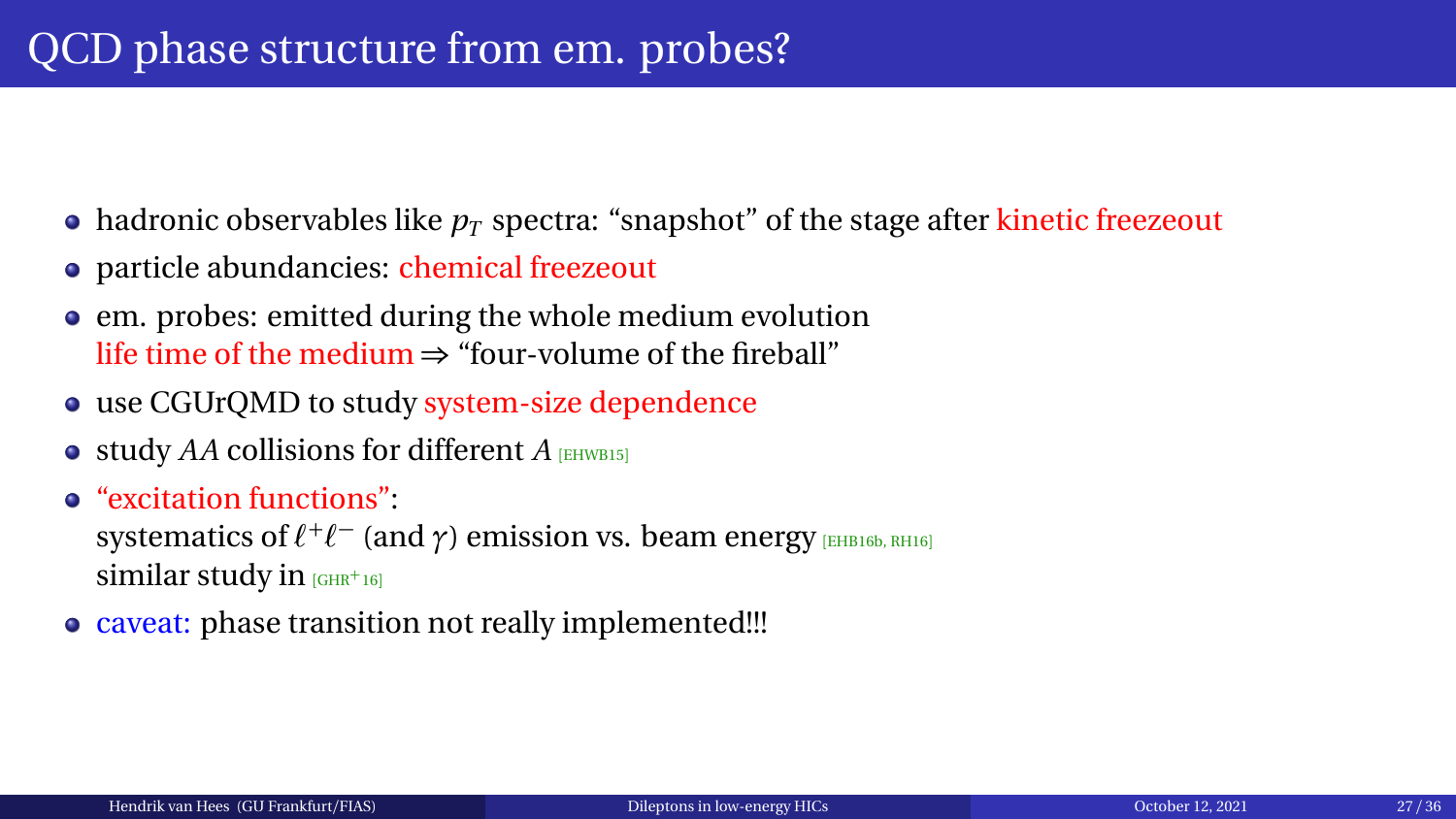# QCD phase structure from em. probes?

- hadronic observables like $p_T$ spectra: "snapshot" of the stage after kinetic freezeout
- particle abundancies: chemical freezeout
- em. probes: emitted during the whole medium evolution
  life time of the medium ⇒ "four-volume of the fireball"
- use CGUrQMD to study system-size dependence
- study $AA$ collisions for different $A$ [EHWB15]
- "excitation functions":
  systematics of $\ell^+\ell^-$ (and $\gamma$) emission vs. beam energy [EHB16b, RH16]
  similar study in [GHR+16]
- caveat: phase transition not really implemented!!!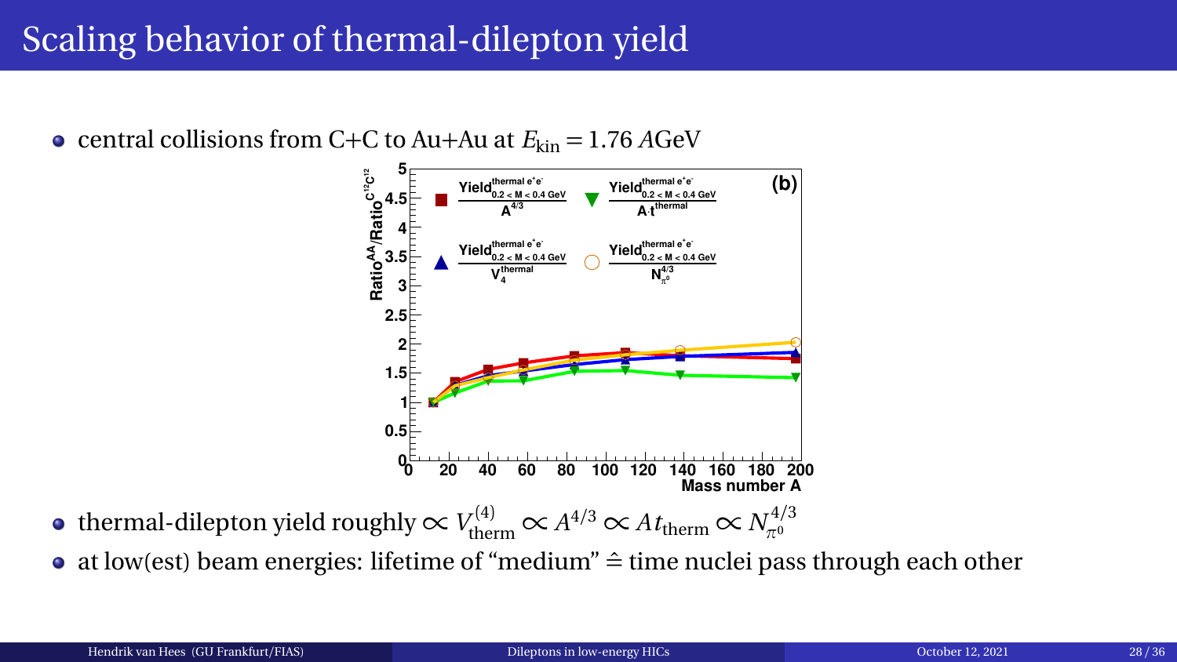# Scaling behavior of thermal-dilepton yield

- central collisions from C+C to Au+Au at $E_{\text{kin}} = 1.76\,A\text{GeV}$

- thermal-dilepton yield roughly $\propto V_{\text{therm}}^{(4)} \propto A^{4/3} \propto A t_{\text{therm}} \propto N_{\pi^0}^{4/3}$
- at low(est) beam energies: lifetime of "medium" $\hat{=}$ time nuclei pass through each other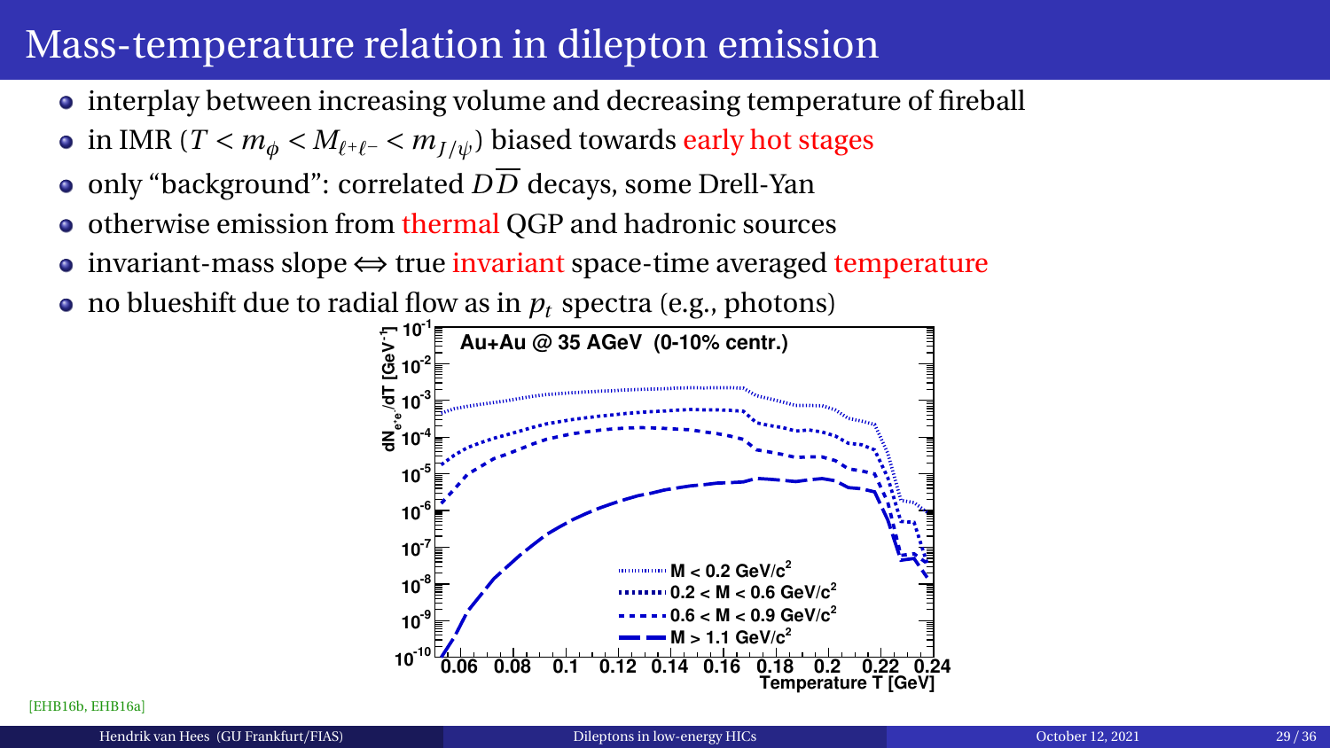# Mass-temperature relation in dilepton emission

- interplay between increasing volume and decreasing temperature of fireball
- in IMR ($T < m_\phi < M_{\ell^+\ell^-} < m_{J/\psi}$) biased towards early hot stages
- only "background": correlated $D\overline{D}$ decays, some Drell-Yan
- otherwise emission from thermal QGP and hadronic sources
- invariant-mass slope $\Leftrightarrow$ true invariant space-time averaged temperature
- no blueshift due to radial flow as in $p_t$ spectra (e.g., photons)

[EHB16b, EHB16a]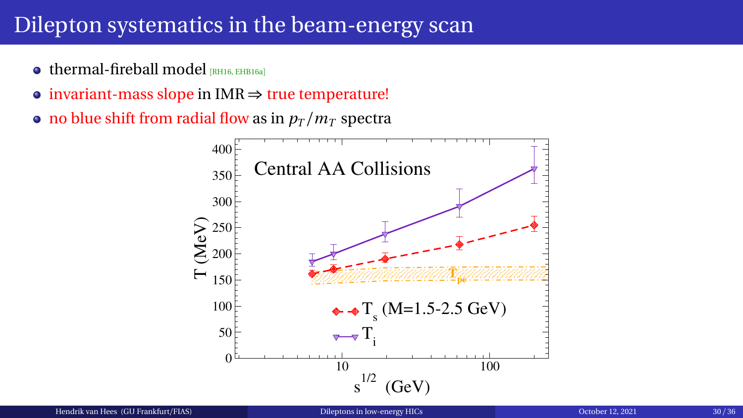# Dilepton systematics in the beam-energy scan

- thermal-fireball model [RH16, EHB16a]
- invariant-mass slope in IMR ⇒ true temperature!
- no blue shift from radial flow as in $p_T/m_T$ spectra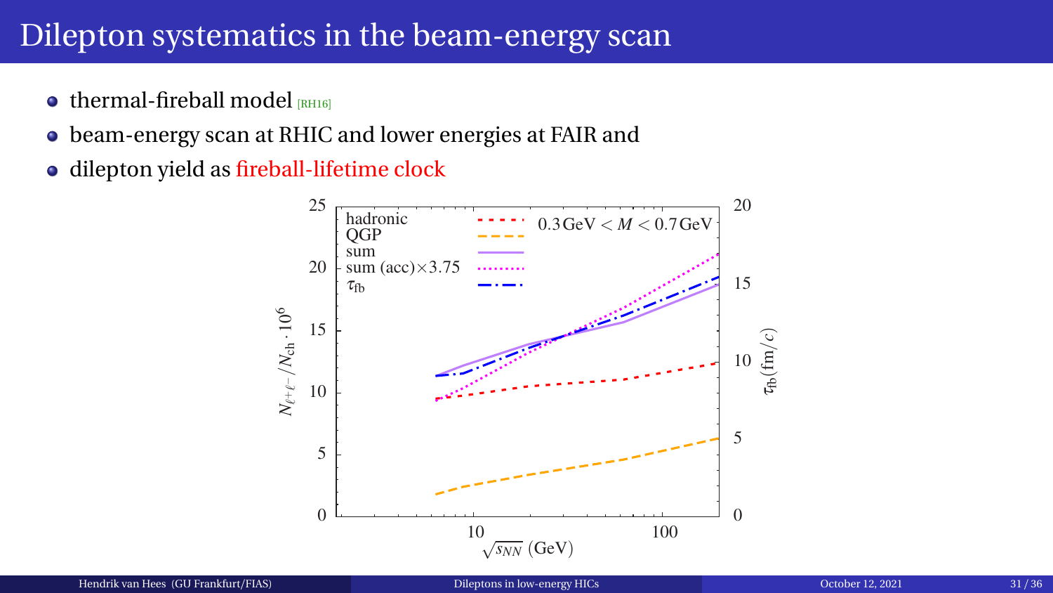# Dilepton systematics in the beam-energy scan

- thermal-fireball model [RH16]
- beam-energy scan at RHIC and lower energies at FAIR and
- dilepton yield as fireball-lifetime clock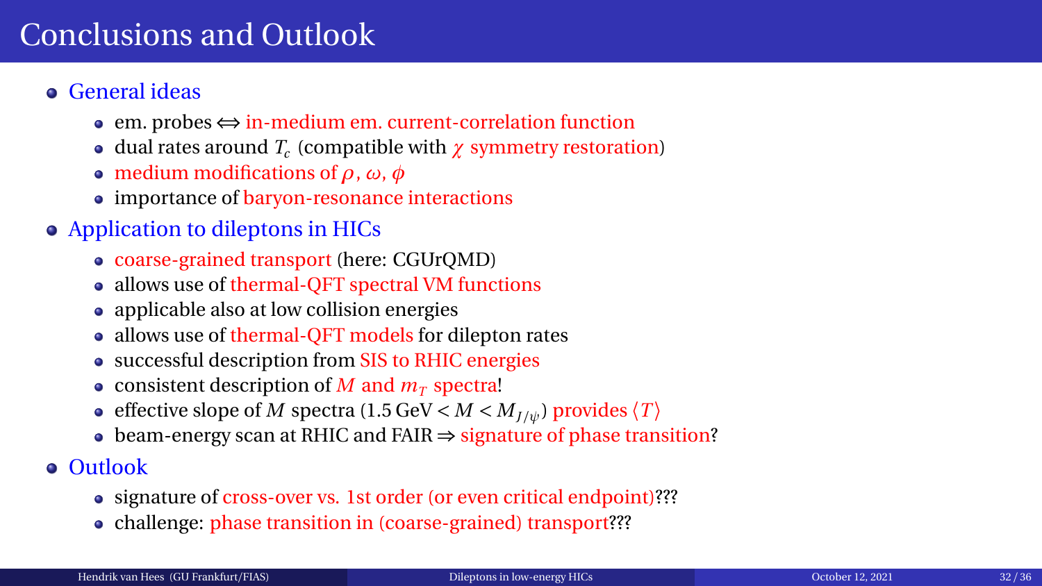# Conclusions and Outlook

- General ideas
  - em. probes ⟺ in-medium em. current-correlation function
  - dual rates around $T_c$ (compatible with $\chi$ symmetry restoration)
  - medium modifications of $\rho$, $\omega$, $\phi$
  - importance of baryon-resonance interactions
- Application to dileptons in HICs
  - coarse-grained transport (here: CGUrQMD)
  - allows use of thermal-QFT spectral VM functions
  - applicable also at low collision energies
  - allows use of thermal-QFT models for dilepton rates
  - successful description from SIS to RHIC energies
  - consistent description of $M$ and $m_T$ spectra!
  - effective slope of $M$ spectra ($1.5\,\text{GeV} < M < M_{J/\psi}$) provides $\langle T \rangle$
  - beam-energy scan at RHIC and FAIR ⇒ signature of phase transition?
- Outlook
  - signature of cross-over vs. 1st order (or even critical endpoint)???
  - challenge: phase transition in (coarse-grained) transport???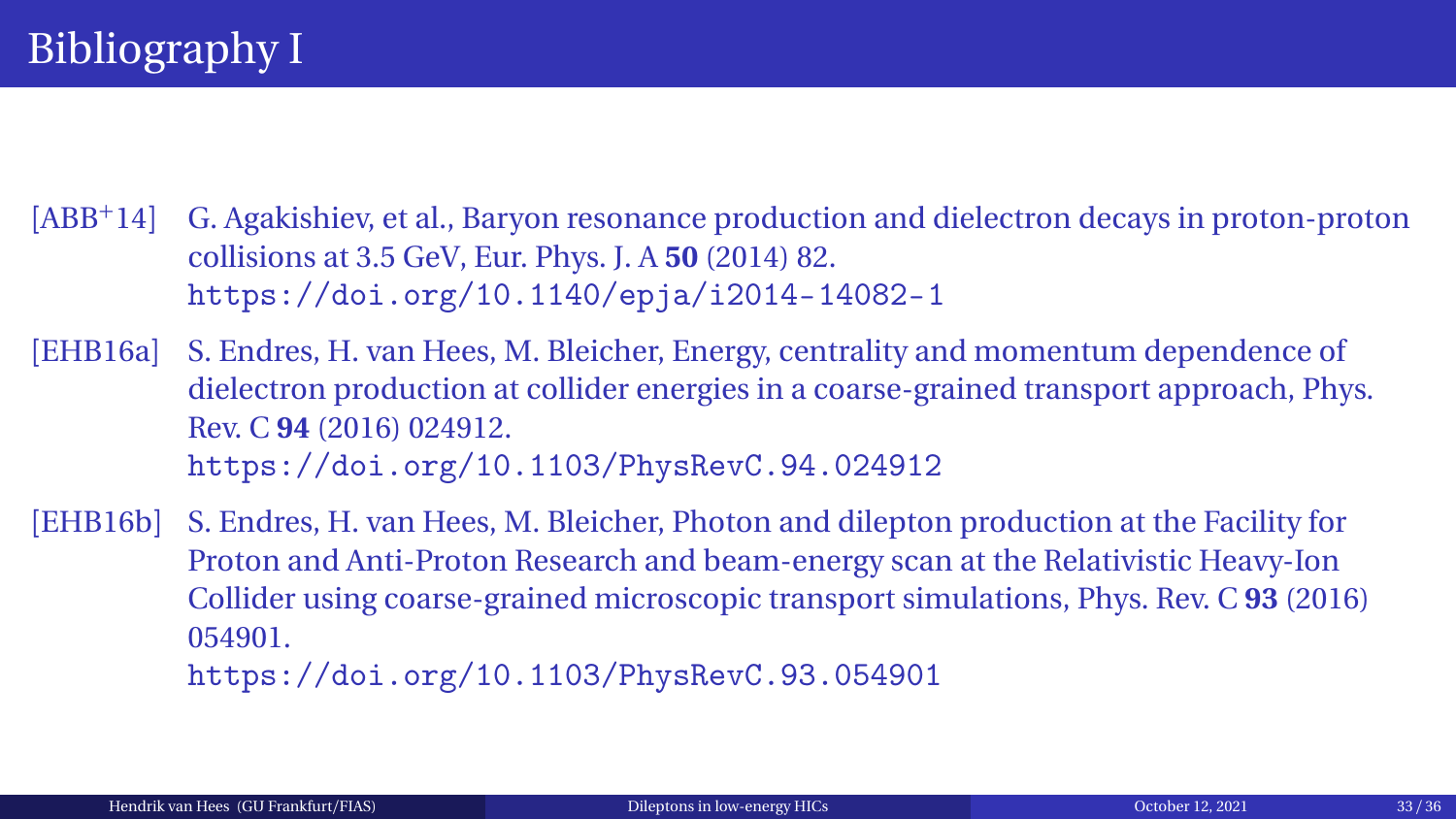# Bibliography I

[ABB+14] G. Agakishiev, et al., Baryon resonance production and dielectron decays in proton-proton collisions at 3.5 GeV, Eur. Phys. J. A **50** (2014) 82.
https://doi.org/10.1140/epja/i2014-14082-1

[EHB16a] S. Endres, H. van Hees, M. Bleicher, Energy, centrality and momentum dependence of dielectron production at collider energies in a coarse-grained transport approach, Phys. Rev. C **94** (2016) 024912.
https://doi.org/10.1103/PhysRevC.94.024912

[EHB16b] S. Endres, H. van Hees, M. Bleicher, Photon and dilepton production at the Facility for Proton and Anti-Proton Research and beam-energy scan at the Relativistic Heavy-Ion Collider using coarse-grained microscopic transport simulations, Phys. Rev. C **93** (2016) 054901.
https://doi.org/10.1103/PhysRevC.93.054901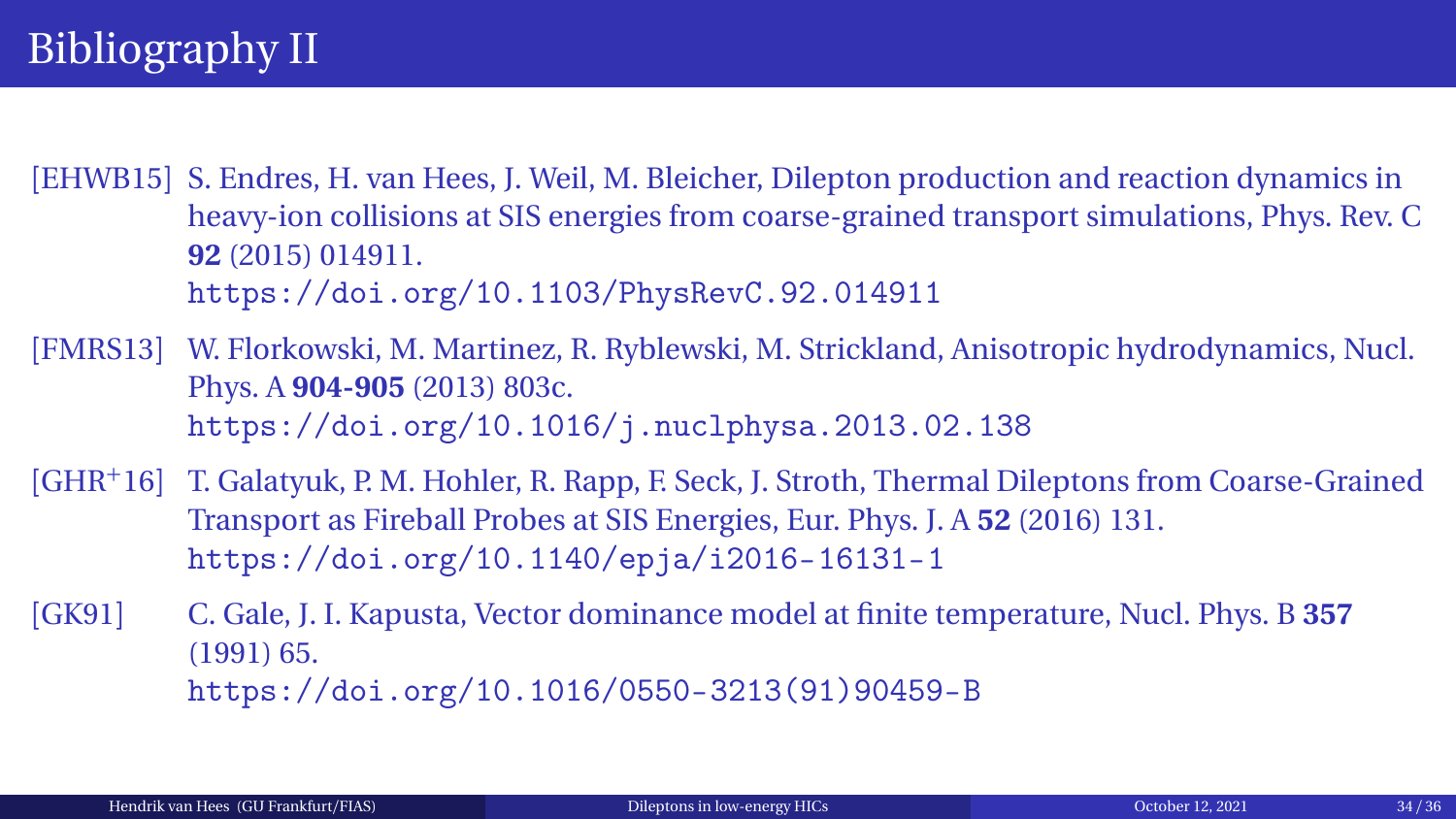# Bibliography II

[EHWB15] S. Endres, H. van Hees, J. Weil, M. Bleicher, Dilepton production and reaction dynamics in heavy-ion collisions at SIS energies from coarse-grained transport simulations, Phys. Rev. C **92** (2015) 014911.
https://doi.org/10.1103/PhysRevC.92.014911

[FMRS13] W. Florkowski, M. Martinez, R. Ryblewski, M. Strickland, Anisotropic hydrodynamics, Nucl. Phys. A **904-905** (2013) 803c.
https://doi.org/10.1016/j.nuclphysa.2013.02.138

[GHR+16] T. Galatyuk, P. M. Hohler, R. Rapp, F. Seck, J. Stroth, Thermal Dileptons from Coarse-Grained Transport as Fireball Probes at SIS Energies, Eur. Phys. J. A **52** (2016) 131.
https://doi.org/10.1140/epja/i2016-16131-1

[GK91] C. Gale, J. I. Kapusta, Vector dominance model at finite temperature, Nucl. Phys. B **357** (1991) 65.
https://doi.org/10.1016/0550-3213(91)90459-B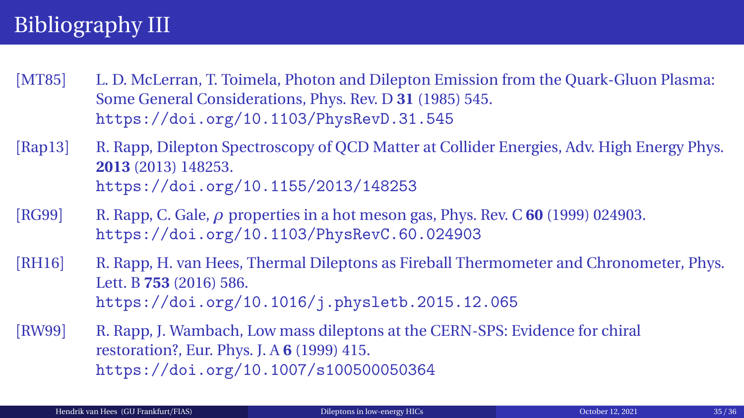# Bibliography III

[MT85] L. D. McLerran, T. Toimela, Photon and Dilepton Emission from the Quark-Gluon Plasma: Some General Considerations, Phys. Rev. D **31** (1985) 545.
`https://doi.org/10.1103/PhysRevD.31.545`

[Rap13] R. Rapp, Dilepton Spectroscopy of QCD Matter at Collider Energies, Adv. High Energy Phys. **2013** (2013) 148253.
`https://doi.org/10.1155/2013/148253`

[RG99] R. Rapp, C. Gale, $\rho$ properties in a hot meson gas, Phys. Rev. C **60** (1999) 024903.
`https://doi.org/10.1103/PhysRevC.60.024903`

[RH16] R. Rapp, H. van Hees, Thermal Dileptons as Fireball Thermometer and Chronometer, Phys. Lett. B **753** (2016) 586.
`https://doi.org/10.1016/j.physletb.2015.12.065`

[RW99] R. Rapp, J. Wambach, Low mass dileptons at the CERN-SPS: Evidence for chiral restoration?, Eur. Phys. J. A **6** (1999) 415.
`https://doi.org/10.1007/s100500050364`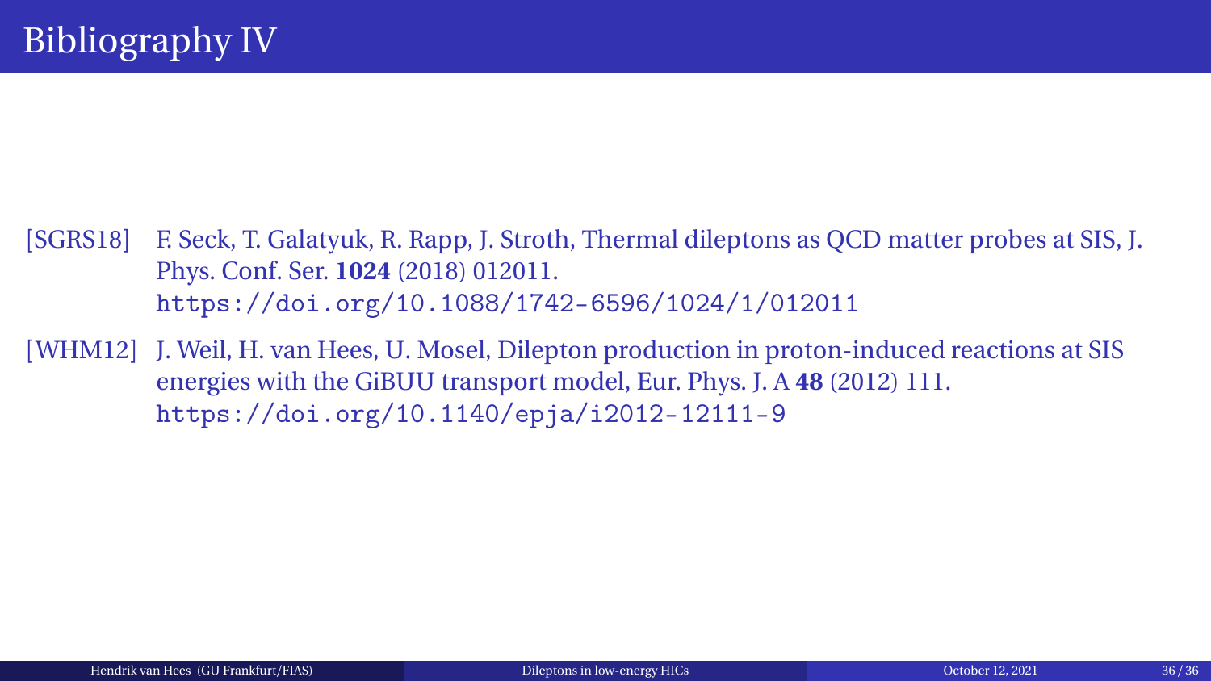# Bibliography IV

[SGRS18] F. Seck, T. Galatyuk, R. Rapp, J. Stroth, Thermal dileptons as QCD matter probes at SIS, J. Phys. Conf. Ser. **1024** (2018) 012011.
https://doi.org/10.1088/1742-6596/1024/1/012011

[WHM12] J. Weil, H. van Hees, U. Mosel, Dilepton production in proton-induced reactions at SIS energies with the GiBUU transport model, Eur. Phys. J. A **48** (2012) 111.
https://doi.org/10.1140/epja/i2012-12111-9